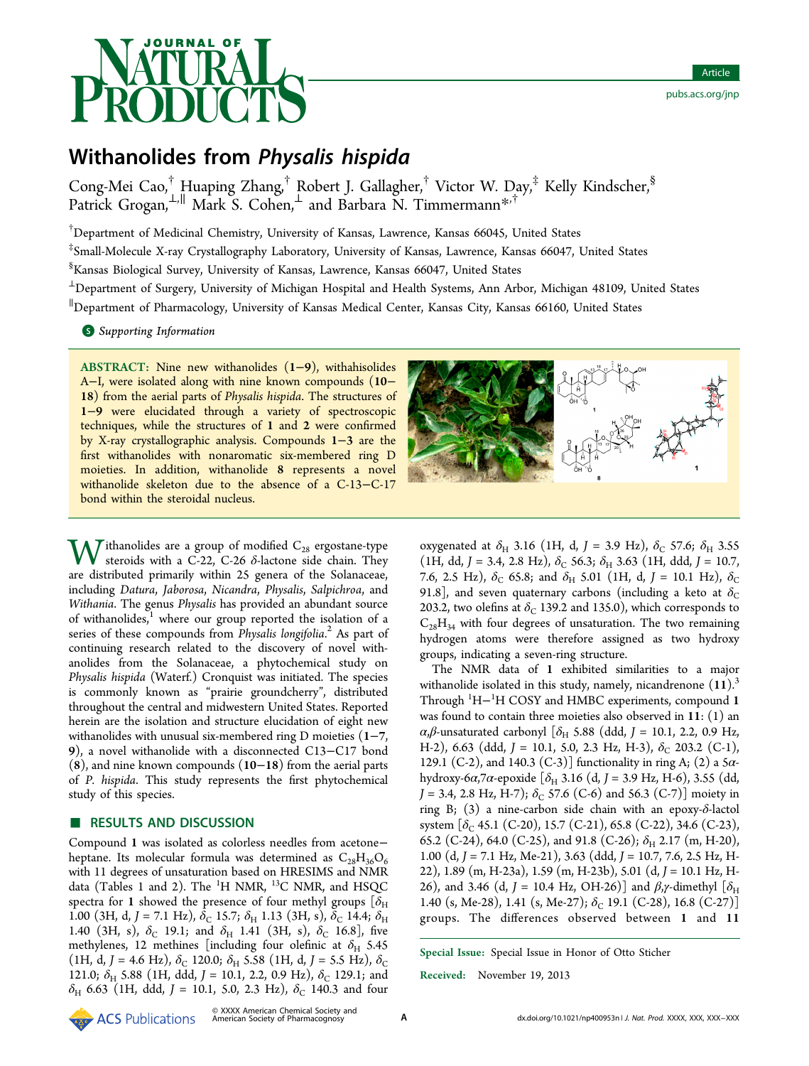# Withanolides from *Physalis hispida*

Cong-Mei Cao,[†] Huaping Zhang,[†] Robert J. Gallagher,[†] Victor W. Day,[‡] Kelly Kindscher,[§] Patrick Grogan,[⊥,∥] Mark S. Cohen,[⊥] and Barbara N. Timmermann*,[†]

[†]Department of Medicinal Chemistry, University of Kansas, Lawrence, Kansas 66045, United States

[‡]Small-Molecule X-ray Crystallography Laboratory, University of Kansas, Lawrence, Kansas 66047, United States

[§]Kansas Biological Survey, University of Kansas, Lawrence, Kansas 66047, United States

[⊥]Department of Surgery, University of Michigan Hospital and Health Systems, Ann Arbor, Michigan 48109, United States

[∥]Department of Pharmacology, University of Kansas Medical Center, Kansas City, Kansas 66160, United States

**S** *Supporting Information*

**ABSTRACT:** Nine new withanolides (**1**−**9**), withahisolides A−I, were isolated along with nine known compounds (**10**−**18**) from the aerial parts of *Physalis hispida*. The structures of **1**−**9** were elucidated through a variety of spectroscopic techniques, while the structures of **1** and **2** were confirmed by X-ray crystallographic analysis. Compounds **1**−**3** are the first withanolides with nonaromatic six-membered ring D moieties. In addition, withanolide **8** represents a novel withanolide skeleton due to the absence of a C-13−C-17 bond within the steroidal nucleus.

Withanolides are a group of modified $C_{28}$ ergostane-type steroids with a C-22, C-26 δ-lactone side chain. They are distributed primarily within 25 genera of the Solanaceae, including *Datura*, *Jaborosa*, *Nicandra*, *Physalis*, *Salpichroa*, and *Withania*. The genus *Physalis* has provided an abundant source of withanolides,[1] where our group reported the isolation of a series of these compounds from *Physalis longifolia*.[2] As part of continuing research related to the discovery of novel withanolides from the Solanaceae, a phytochemical study on *Physalis hispida* (Waterf.) Cronquist was initiated. The species is commonly known as "prairie groundcherry", distributed throughout the central and midwestern United States. Reported herein are the isolation and structure elucidation of eight new withanolides with unusual six-membered ring D moieties (**1**−**7**, **9**), a novel withanolide with a disconnected C13−C17 bond (**8**), and nine known compounds (**10**−**18**) from the aerial parts of *P. hispida*. This study represents the first phytochemical study of this species.

## ■ RESULTS AND DISCUSSION

Compound **1** was isolated as colorless needles from acetone−heptane. Its molecular formula was determined as $C_{28}H_{36}O_6$ with 11 degrees of unsaturation based on HRESIMS and NMR data (Tables 1 and 2). The $^1$H NMR, $^{13}$C NMR, and HSQC spectra for **1** showed the presence of four methyl groups [$\delta_H$ 1.00 (3H, d, $J$ = 7.1 Hz), $\delta_C$ 15.7; $\delta_H$ 1.13 (3H, s), $\delta_C$ 14.4; $\delta_H$ 1.40 (3H, s), $\delta_C$ 19.1; and $\delta_H$ 1.41 (3H, s), $\delta_C$ 16.8], five methylenes, 12 methines [including four olefinic at $\delta_H$ 5.45 (1H, d, $J$ = 4.6 Hz), $\delta_C$ 120.0; $\delta_H$ 5.58 (1H, d, $J$ = 5.5 Hz), $\delta_C$ 121.0; $\delta_H$ 5.88 (1H, ddd, $J$ = 10.1, 2.2, 0.9 Hz), $\delta_C$ 129.1; and $\delta_H$ 6.63 (1H, ddd, $J$ = 10.1, 5.0, 2.3 Hz), $\delta_C$ 140.3 and four oxygenated at $\delta_H$ 3.16 (1H, d, $J$ = 3.9 Hz), $\delta_C$ 57.6; $\delta_H$ 3.55 (1H, dd, $J$ = 3.4, 2.8 Hz), $\delta_C$ 56.3; $\delta_H$ 3.63 (1H, ddd, $J$ = 10.7, 7.6, 2.5 Hz), $\delta_C$ 65.8; and $\delta_H$ 5.01 (1H, d, $J$ = 10.1 Hz), $\delta_C$ 91.8], and seven quaternary carbons (including a keto at $\delta_C$ 203.2, two olefins at $\delta_C$ 139.2 and 135.0), which corresponds to $C_{28}H_{34}$ with four degrees of unsaturation. The two remaining hydrogen atoms were therefore assigned as two hydroxy groups, indicating a seven-ring structure.

The NMR data of **1** exhibited similarities to a major withanolide isolated in this study, namely, nicandrenone (**11**).[3] Through $^1$H−$^1$H COSY and HMBC experiments, compound **1** was found to contain three moieties also observed in **11**: (1) an α,β-unsaturated carbonyl [$\delta_H$ 5.88 (ddd, $J$ = 10.1, 2.2, 0.9 Hz, H-2), 6.63 (ddd, $J$ = 10.1, 5.0, 2.3 Hz, H-3), $\delta_C$ 203.2 (C-1), 129.1 (C-2), and 140.3 (C-3)] functionality in ring A; (2) a 5α-hydroxy-6α,7α-epoxide [$\delta_H$ 3.16 (d, $J$ = 3.9 Hz, H-6), 3.55 (dd, $J$ = 3.4, 2.8 Hz, H-7); $\delta_C$ 57.6 (C-6) and 56.3 (C-7)] moiety in ring B; (3) a nine-carbon side chain with an epoxy-δ-lactol system [$\delta_C$ 45.1 (C-20), 15.7 (C-21), 65.8 (C-22), 34.6 (C-23), 65.2 (C-24), 64.0 (C-25), and 91.8 (C-26); $\delta_H$ 2.17 (m, H-20), 1.00 (d, $J$ = 7.1 Hz, Me-21), 3.63 (ddd, $J$ = 10.7, 7.6, 2.5 Hz, H-22), 1.89 (m, H-23a), 1.59 (m, H-23b), 5.01 (d, $J$ = 10.1 Hz, H-26), and 3.46 (d, $J$ = 10.4 Hz, OH-26)] and β,γ-dimethyl [$\delta_H$ 1.40 (s, Me-28), 1.41 (s, Me-27); $\delta_C$ 19.1 (C-28), 16.8 (C-27)] groups. The differences observed between **1** and **11**

**Special Issue:** Special Issue in Honor of Otto Sticher

**Received:** November 19, 2013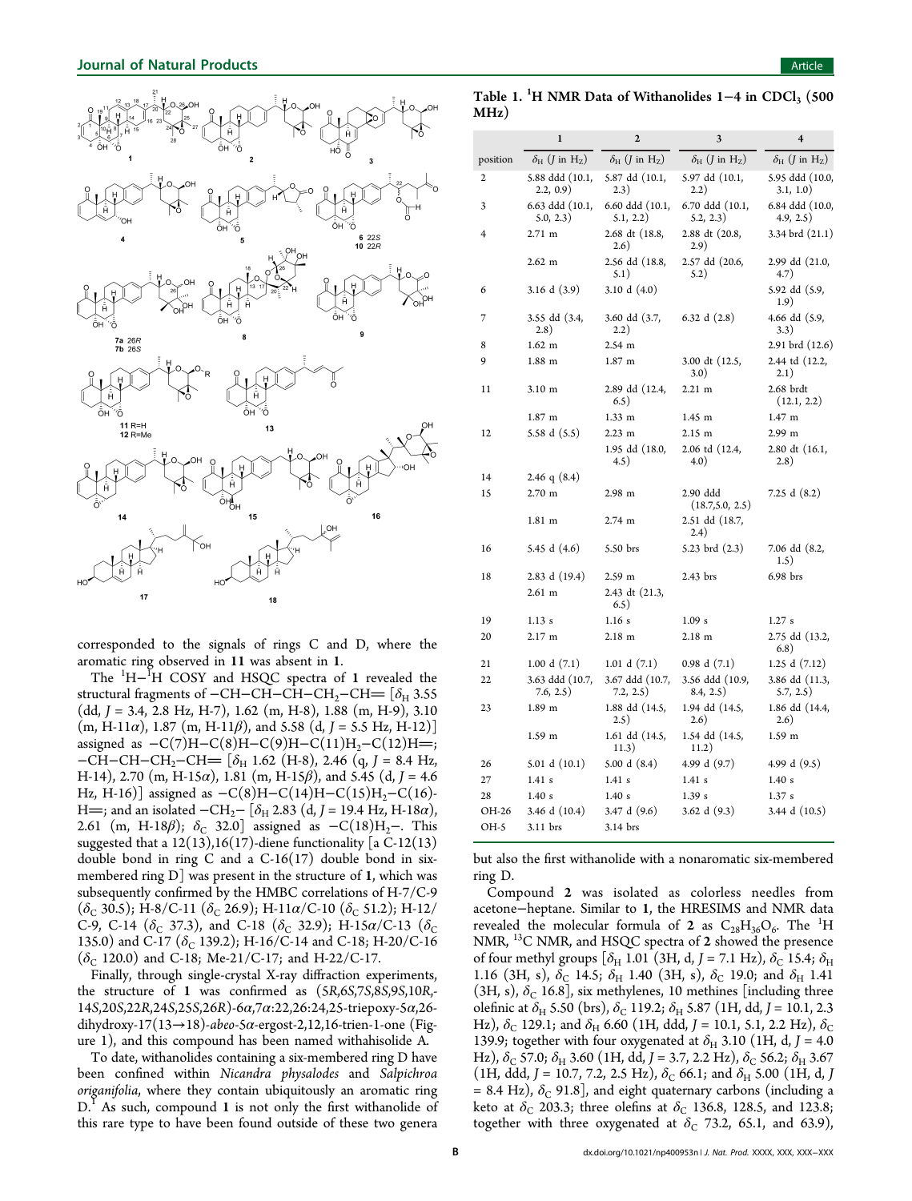corresponded to the signals of rings C and D, where the aromatic ring observed in **11** was absent in **1**.

The $^1$H–$^1$H COSY and HSQC spectra of **1** revealed the structural fragments of −CH−CH−CH−CH$_2$−CH= [$\delta_H$ 3.55 (dd, $J$ = 3.4, 2.8 Hz, H-7), 1.62 (m, H-8), 1.88 (m, H-9), 3.10 (m, H-11α), 1.87 (m, H-11β), and 5.58 (d, $J$ = 5.5 Hz, H-12)] assigned as −C(7)H−C(8)H−C(9)H−C(11)H$_2$−C(12)H=; −CH−CH−CH$_2$−CH= [$\delta_H$ 1.62 (H-8), 2.46 (q, $J$ = 8.4 Hz, H-14), 2.70 (m, H-15α), 1.81 (m, H-15β), and 5.45 (d, $J$ = 4.6 Hz, H-16)] assigned as −C(8)H−C(14)H−C(15)H$_2$−C(16)-H=; and an isolated −CH$_2$− [$\delta_H$ 2.83 (d, $J$ = 19.4 Hz, H-18α), 2.61 (m, H-18β); $\delta_C$ 32.0] assigned as −C(18)H$_2$−. This suggested that a 12(13),16(17)-diene functionality [a C-12(13) double bond in ring C and a C-16(17) double bond in six-membered ring D] was present in the structure of **1**, which was subsequently confirmed by the HMBC correlations of H-7/C-9 ($\delta_C$ 30.5); H-8/C-11 ($\delta_C$ 26.9); H-11α/C-10 ($\delta_C$ 51.2); H-12/C-9, C-14 ($\delta_C$ 37.3), and C-18 ($\delta_C$ 32.9); H-15α/C-13 ($\delta_C$ 135.0) and C-17 ($\delta_C$ 139.2); H-16/C-14 and C-18; H-20/C-16 ($\delta_C$ 120.0) and C-18; Me-21/C-17; and H-22/C-17.

Finally, through single-crystal X-ray diffraction experiments, the structure of **1** was confirmed as (5*R*,6*S*,7*S*,8*S*,9*S*,10*R*,14*S*,20*S*,22*R*,24*S*,25*S*,26*R*)-6α,7α:22,26:24,25-triepoxy-5α,26-dihydroxy-17(13→18)-*abeo*-5α-ergost-2,12,16-trien-1-one (Figure 1), and this compound has been named withahisolide A.

To date, withanolides containing a six-membered ring D have been confined within *Nicandra physalodes* and *Salpichroa origanifolia*, where they contain ubiquitously an aromatic ring D.[1] As such, compound **1** is not only the first withanolide of this rare type to have been found outside of these two genera but also the first withanolide with a nonaromatic six-membered ring D.

Compound **2** was isolated as colorless needles from acetone−heptane. Similar to **1**, the HRESIMS and NMR data revealed the molecular formula of **2** as $C_{28}H_{36}O_6$. The $^1$H NMR, $^{13}$C NMR, and HSQC spectra of **2** showed the presence of four methyl groups [$\delta_H$ 1.01 (3H, d, $J$ = 7.1 Hz), $\delta_C$ 15.4; $\delta_H$ 1.16 (3H, s), $\delta_C$ 14.5; $\delta_H$ 1.40 (3H, s), $\delta_C$ 19.0; and $\delta_H$ 1.41 (3H, s), $\delta_C$ 16.8], six methylenes, 10 methines [including three olefinic at $\delta_H$ 5.50 (brs), $\delta_C$ 119.2; $\delta_H$ 5.87 (1H, dd, $J$ = 10.1, 2.3 Hz), $\delta_C$ 129.1; and $\delta_H$ 6.60 (1H, ddd, $J$ = 10.1, 5.1, 2.2 Hz), $\delta_C$ 139.9; together with four oxygenated at $\delta_H$ 3.10 (1H, d, $J$ = 4.0 Hz), $\delta_C$ 57.0; $\delta_H$ 3.60 (1H, dd, $J$ = 3.7, 2.2 Hz), $\delta_C$ 56.2; $\delta_H$ 3.67 (1H, ddd, $J$ = 10.7, 7.2, 2.5 Hz), $\delta_C$ 66.1; and $\delta_H$ 5.00 (1H, d, $J$ = 8.4 Hz), $\delta_C$ 91.8], and eight quaternary carbons (including a keto at $\delta_C$ 203.3; three olefins at $\delta_C$ 136.8, 128.5, and 123.8; together with three oxygenated at $\delta_C$ 73.2, 65.1, and 63.9),

**Table 1. $^1$H NMR Data of Withanolides 1−4 in $CDCl_3$ (500 MHz)**

| position | 1 $\delta_H$ ($J$ in Hz) | 2 $\delta_H$ ($J$ in Hz) | 3 $\delta_H$ ($J$ in Hz) | 4 $\delta_H$ ($J$ in Hz) |
|---|---|---|---|---|
| 2 | 5.88 ddd (10.1, 2.2, 0.9) | 5.87 dd (10.1, 2.3) | 5.97 dd (10.1, 2.2) | 5.95 ddd (10.0, 3.1, 1.0) |
| 3 | 6.63 ddd (10.1, 5.0, 2.3) | 6.60 ddd (10.1, 5.1, 2.2) | 6.70 ddd (10.1, 5.2, 2.3) | 6.84 ddd (10.0, 4.9, 2.5) |
| 4 | 2.71 m | 2.68 dt (18.8, 2.6) | 2.88 dt (20.8, 2.9) | 3.34 brd (21.1) |
|  | 2.62 m | 2.56 dd (18.8, 5.1) | 2.57 dd (20.6, 5.2) | 2.99 dd (21.0, 4.7) |
| 6 | 3.16 d (3.9) | 3.10 d (4.0) |  | 5.92 dd (5.9, 1.9) |
| 7 | 3.55 dd (3.4, 2.8) | 3.60 dd (3.7, 2.2) | 6.32 d (2.8) | 4.66 dd (5.9, 3.3) |
| 8 | 1.62 m | 2.54 m |  | 2.91 brd (12.6) |
| 9 | 1.88 m | 1.87 m | 3.00 dt (12.5, 3.0) | 2.44 td (12.2, 2.1) |
| 11 | 3.10 m | 2.89 dd (12.4, 6.5) | 2.21 m | 2.68 brdt (12.1, 2.2) |
|  | 1.87 m | 1.33 m | 1.45 m | 1.47 m |
| 12 | 5.58 d (5.5) | 2.23 m | 2.15 m | 2.99 m |
|  |  | 1.95 dd (18.0, 4.5) | 2.06 td (12.4, 4.0) | 2.80 dt (16.1, 2.8) |
| 14 | 2.46 q (8.4) |  |  |  |
| 15 | 2.70 m | 2.98 m | 2.90 ddd (18.7,5.0, 2.5) | 7.25 d (8.2) |
|  | 1.81 m | 2.74 m | 2.51 dd (18.7, 2.4) |  |
| 16 | 5.45 d (4.6) | 5.50 brs | 5.23 brd (2.3) | 7.06 dd (8.2, 1.5) |
| 18 | 2.83 d (19.4) | 2.59 m | 2.43 brs | 6.98 brs |
|  | 2.61 m | 2.43 dt (21.3, 6.5) |  |  |
| 19 | 1.13 s | 1.16 s | 1.09 s | 1.27 s |
| 20 | 2.17 m | 2.18 m | 2.18 m | 2.75 dd (13.2, 6.8) |
| 21 | 1.00 d (7.1) | 1.01 d (7.1) | 0.98 d (7.1) | 1.25 d (7.12) |
| 22 | 3.63 ddd (10.7, 7.6, 2.5) | 3.67 ddd (10.7, 7.2, 2.5) | 3.56 ddd (10.9, 8.4, 2.5) | 3.86 dd (11.3, 5.7, 2.5) |
| 23 | 1.89 m | 1.88 dd (14.5, 2.5) | 1.94 dd (14.5, 2.6) | 1.86 dd (14.4, 2.6) |
|  | 1.59 m | 1.61 dd (14.5, 11.3) | 1.54 dd (14.5, 11.2) | 1.59 m |
| 26 | 5.01 d (10.1) | 5.00 d (8.4) | 4.99 d (9.7) | 4.99 d (9.5) |
| 27 | 1.41 s | 1.41 s | 1.41 s | 1.40 s |
| 28 | 1.40 s | 1.40 s | 1.39 s | 1.37 s |
| OH-26 | 3.46 d (10.4) | 3.47 d (9.6) | 3.62 d (9.3) | 3.44 d (10.5) |
| OH-5 | 3.11 brs | 3.14 brs |  |  |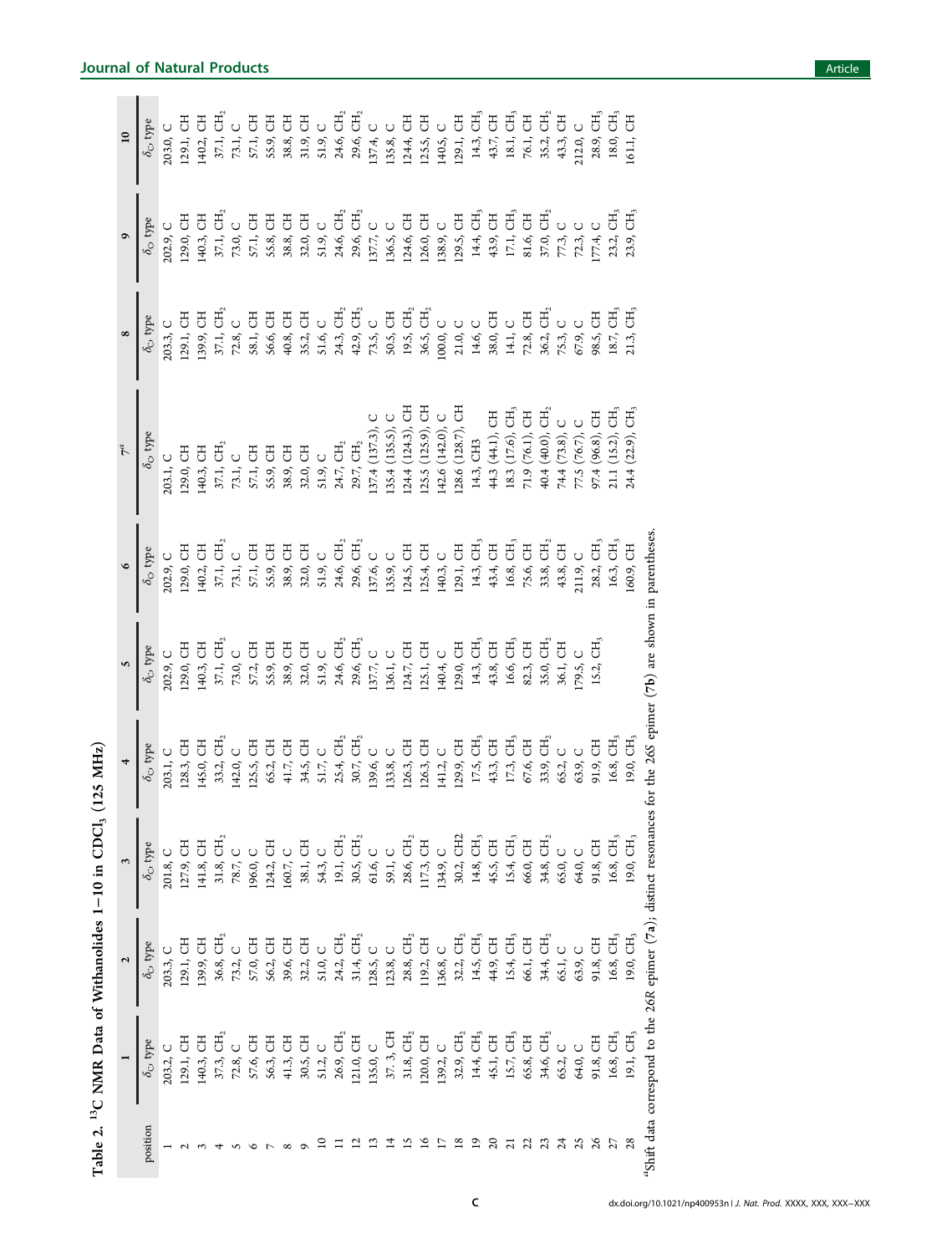Table 2. $^{13}$C NMR Data of Withanolides 1−10 in $CDCl_3$ (125 MHz)

| position | 1 | 2 | 3 | 4 | 5 | 6 | 7[a] | 8 | 9 | 10 |
|---|---|---|---|---|---|---|---|---|---|---|
| | $\delta_C$, type | $\delta_C$, type | $\delta_C$, type | $\delta_C$, type | $\delta_C$, type | $\delta_C$, type | $\delta_C$, type | $\delta_C$, type | $\delta_C$, type | $\delta_C$, type |
| 1 | 203.2, C | 203.3, C | 201.8, C | 203.1, C | 202.9, C | 202.9, C | 203.1, C | 203.3, C | 202.9, C | 203.0, C |
| 2 | 129.1, CH | 129.1, CH | 127.9, CH | 128.3, CH | 129.0, CH | 129.0, CH | 129.0, CH | 129.1, CH | 129.0, CH | 129.1, CH |
| 3 | 140.3, CH | 139.9, CH | 141.8, CH | 145.0, CH | 140.3, CH | 140.2, CH | 140.3, CH | 139.9, CH | 140.3, CH | 140.2, CH |
| 4 | 37.3, $CH_2$ | 36.8, $CH_2$ | 31.8, $CH_2$ | 33.2, $CH_2$ | 37.1, $CH_2$ | 37.1, $CH_2$ | 37.1, $CH_2$ | 37.1, $CH_2$ | 37.1, $CH_2$ | 37.1, $CH_2$ |
| 5 | 72.8, C | 73.2, C | 78.7, C | 142.0, C | 73.0, C | 73.1, C | 73.1, C | 72.8, C | 73.0, C | 73.1, C |
| 6 | 57.6, CH | 57.0, CH | 196.0, C | 125.5, CH | 57.2, CH | 57.1, CH | 57.1, CH | 58.1, CH | 57.1, CH | 57.1, CH |
| 7 | 56.3, CH | 56.2, CH | 124.2, CH | 65.2, CH | 55.9, CH | 55.9, CH | 55.9, CH | 56.6, CH | 55.8, CH | 55.9, CH |
| 8 | 41.3, CH | 39.6, CH | 160.7, C | 41.7, CH | 38.9, CH | 38.9, CH | 38.9, CH | 40.8, CH | 38.8, CH | 38.8, CH |
| 9 | 30.5, CH | 32.2, CH | 38.1, CH | 34.5, CH | 32.0, CH | 32.0, CH | 32.0, CH | 35.2, CH | 32.0, CH | 31.9, CH |
| 10 | 51.2, C | 51.0, C | 54.3, C | 51.7, C | 51.9, C | 51.9, C | 51.9, C | 51.6, C | 51.9, C | 51.9, C |
| 11 | 26.9, $CH_2$ | 24.2, $CH_2$ | 19.1, $CH_2$ | 25.4, $CH_2$ | 24.6, $CH_2$ | 24.6, $CH_2$ | 24.7, $CH_2$ | 24.3, $CH_2$ | 24.6, $CH_2$ | 24.6, $CH_2$ |
| 12 | 121.0, CH | 31.4, $CH_2$ | 30.5, $CH_2$ | 30.7, $CH_2$ | 29.6, $CH_2$ | 29.6, $CH_2$ | 29.7, $CH_2$ | 42.9, $CH_2$ | 29.6, $CH_2$ | 29.6, $CH_2$ |
| 13 | 135.0, C | 128.5, C | 61.6, C | 139.6, C | 137.7, C | 137.6, C | 137.4 (137.3), C | 73.5, C | 137.7, C | 137.4, C |
| 14 | 37. 3, CH | 123.8, C | 59.1, C | 133.8, C | 136.1, C | 135.9, C | 135.4 (135.5), C | 50.5, CH | 136.5, C | 135.8, C |
| 15 | 31.8, $CH_2$ | 28.8, $CH_2$ | 28.6, $CH_2$ | 126.3, CH | 124.7, CH | 124.5, CH | 124.4 (124.3), CH | 19.5, $CH_2$ | 124.6, CH | 124.4, CH |
| 16 | 120.0, CH | 119.2, CH | 117.3, CH | 126.3, CH | 125.1, CH | 125.4, CH | 125.5 (125.9), CH | 36.5, $CH_2$ | 126.0, CH | 125.5, CH |
| 17 | 139.2, C | 136.8, C | 134.9, C | 141.2, C | 140.4, C | 140.3, C | 142.6 (142.0), C | 100.0, C | 138.9, C | 140.5, C |
| 18 | 32.9, $CH_2$ | 32.2, $CH_2$ | 30.2, CH2 | 129.9, CH | 129.0, CH | 129.1, CH | 128.6 (128.7), CH | 21.0, C | 129.5, CH | 129.1, CH |
| 19 | 14.4, $CH_3$ | 14.5, $CH_3$ | 14.8, $CH_3$ | 17.5, $CH_3$ | 14.3, $CH_3$ | 14.3, $CH_3$ | 14.3, CH3 | 14.6, C | 14.4, $CH_3$ | 14.3, $CH_3$ |
| 20 | 45.1, CH | 44.9, CH | 45.5, CH | 43.3, CH | 43.8, CH | 43.4, CH | 44.3 (44.1), CH | 38.0, CH | 43.9, CH | 43.7, CH |
| 21 | 15.7, $CH_3$ | 15.4, $CH_3$ | 15.4, $CH_3$ | 17.3, $CH_3$ | 16.6, $CH_3$ | 16.8, $CH_3$ | 18.3 (17.6), $CH_3$ | 14.1, C | 17.1, $CH_3$ | 18.1, $CH_3$ |
| 22 | 65.8, CH | 66.1, CH | 66.0, CH | 67.6, CH | 82.3, CH | 75.6, CH | 71.9 (76.1), CH | 72.8, CH | 81.6, CH | 76.1, CH |
| 23 | 34.6, $CH_2$ | 34.4, $CH_2$ | 34.8, $CH_2$ | 33.9, $CH_2$ | 35.0, $CH_2$ | 33.8, $CH_2$ | 40.4 (40.0), $CH_2$ | 36.2, $CH_2$ | 37.0, $CH_2$ | 35.2, $CH_2$ |
| 24 | 65.2, C | 65.1, C | 65.0, C | 65.2, C | 36.1, CH | 43.8, CH | 74.4 (73.8), C | 75.3, C | 77.3, C | 43.3, CH |
| 25 | 64.0, C | 63.9, C | 64.0, C | 63.9, C | 179.5, C | 211.9, C | 77.5 (76.7), C | 67.9, C | 72.3, C | 212.0, C |
| 26 | 91.8, CH | 91.8, CH | 91.8, CH | 91.9, CH | 15.2, $CH_3$ | 28.2, $CH_3$ | 97.4 (96.8), CH | 98.5, CH | 177.4, C | 28.9, $CH_3$ |
| 27 | 16.8, $CH_3$ | 16.8, $CH_3$ | 16.8, $CH_3$ | 16.8, $CH_3$ | | 16.3, $CH_3$ | 21.1 (15.2), $CH_3$ | 18.7, $CH_3$ | 23.2, $CH_3$ | 18.0, $CH_3$ |
| 28 | 19.1, $CH_3$ | 19.0, $CH_3$ | 19.0, $CH_3$ | 19.0, $CH_3$ | | 160.9, CH | 24.4 (22.9), $CH_3$ | 21.3, $CH_3$ | 23.9, $CH_3$ | 161.1, CH |

[a]Shift data correspond to the 26*R* epimer (**7a**); distinct resonances for the 26*S* epimer (**7b**) are shown in parentheses.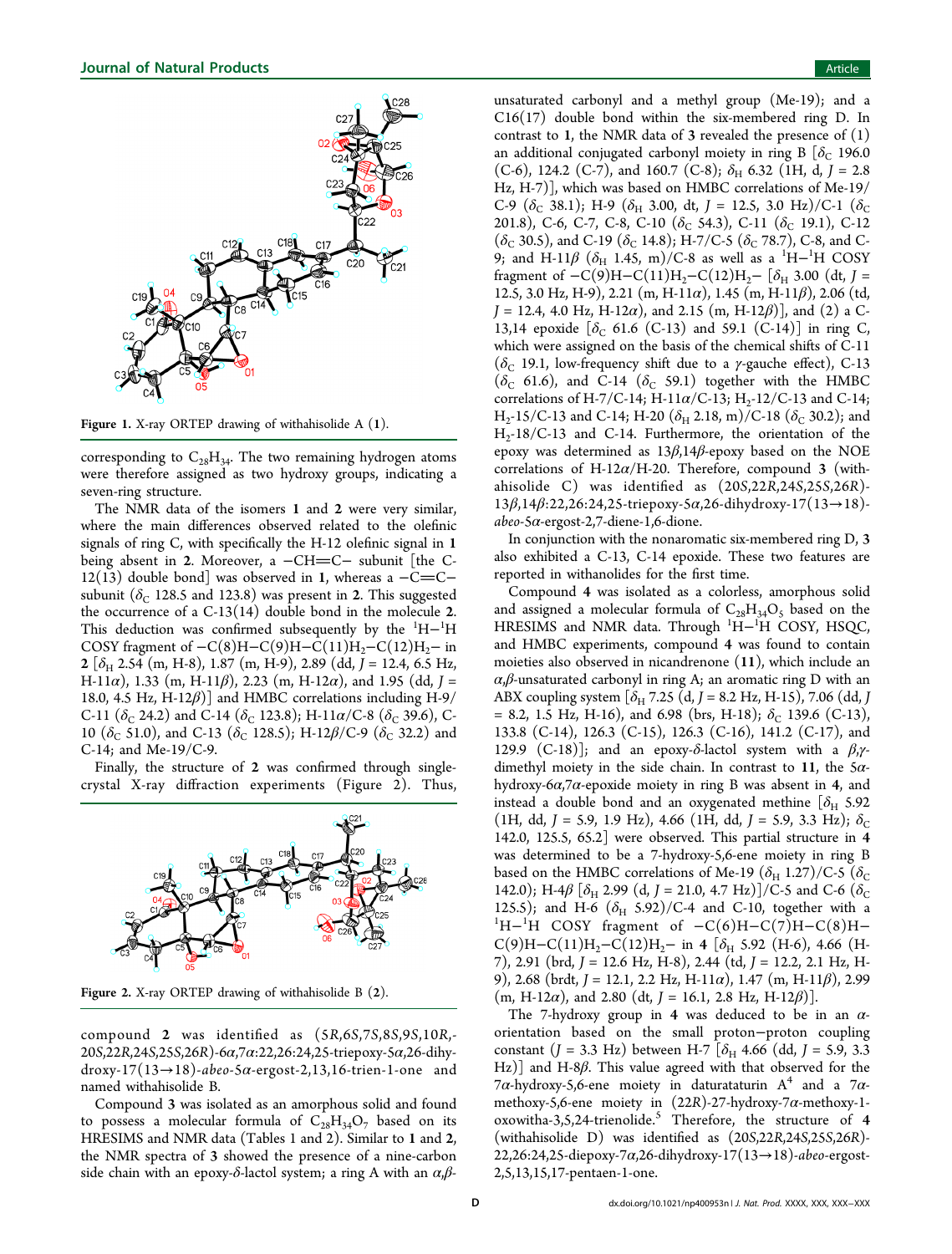Figure 1. X-ray ORTEP drawing of withahisolide A (1).

corresponding to $C_{28}H_{34}$. The two remaining hydrogen atoms were therefore assigned as two hydroxy groups, indicating a seven-ring structure.

The NMR data of the isomers 1 and 2 were very similar, where the main differences observed related to the olefinic signals of ring C, with specifically the H-12 olefinic signal in 1 being absent in 2. Moreover, a −CH=C− subunit [the C-12(13) double bond] was observed in 1, whereas a −C=C− subunit ($\delta_C$ 128.5 and 123.8) was present in 2. This suggested the occurrence of a C-13(14) double bond in the molecule 2. This deduction was confirmed subsequently by the ${}^1$H−${}^1$H COSY fragment of −C(8)H−C(9)H−C(11)$H_2$−C(12)$H_2$− in 2 [$\delta_H$ 2.54 (m, H-8), 1.87 (m, H-9), 2.89 (dd, $J$ = 12.4, 6.5 Hz, H-11α), 1.33 (m, H-11β), 2.23 (m, H-12α), and 1.95 (dd, $J$ = 18.0, 4.5 Hz, H-12β)] and HMBC correlations including H-9/C-11 ($\delta_C$ 24.2) and C-14 ($\delta_C$ 123.8); H-11α/C-8 ($\delta_C$ 39.6), C-10 ($\delta_C$ 51.0), and C-13 ($\delta_C$ 128.5); H-12β/C-9 ($\delta_C$ 32.2) and C-14; and Me-19/C-9.

Finally, the structure of 2 was confirmed through single-crystal X-ray diffraction experiments (Figure 2). Thus, compound 2 was identified as (5*R*,6*S*,7*S*,8*S*,9*S*,10*R*,20*S*,22*R*,24*S*,25*S*,26*R*)-6α,7α:22,26:24,25-triepoxy-5α,26-dihydroxy-17(13→18)-*abeo*-5α-ergost-2,13,16-trien-1-one and named withahisolide B.

Figure 2. X-ray ORTEP drawing of withahisolide B (2).

Compound 3 was isolated as an amorphous solid and found to possess a molecular formula of $C_{28}H_{34}O_7$ based on its HRESIMS and NMR data (Tables 1 and 2). Similar to 1 and 2, the NMR spectra of 3 showed the presence of a nine-carbon side chain with an epoxy-δ-lactol system; a ring A with an α,β-unsaturated carbonyl and a methyl group (Me-19); and a C16(17) double bond within the six-membered ring D. In contrast to 1, the NMR data of 3 revealed the presence of (1) an additional conjugated carbonyl moiety in ring B [$\delta_C$ 196.0 (C-6), 124.2 (C-7), and 160.7 (C-8); $\delta_H$ 6.32 (1H, d, $J$ = 2.8 Hz, H-7)], which was based on HMBC correlations of Me-19/C-9 ($\delta_C$ 38.1); H-9 ($\delta_H$ 3.00, dt, $J$ = 12.5, 3.0 Hz)/C-1 ($\delta_C$ 201.8), C-6, C-7, C-8, C-10 ($\delta_C$ 54.3), C-11 ($\delta_C$ 19.1), C-12 ($\delta_C$ 30.5), and C-19 ($\delta_C$ 14.8); H-7/C-5 ($\delta_C$ 78.7), C-8, and C-9; and H-11β ($\delta_H$ 1.45, m)/C-8 as well as a ${}^1$H−${}^1$H COSY fragment of −C(9)H−C(11)$H_2$−C(12)$H_2$− [$\delta_H$ 3.00 (dt, $J$ = 12.5, 3.0 Hz, H-9), 2.21 (m, H-11α), 1.45 (m, H-11β), 2.06 (td, $J$ = 12.4, 4.0 Hz, H-12α), and 2.15 (m, H-12β)], and (2) a C-13,14 epoxide [$\delta_C$ 61.6 (C-13) and 59.1 (C-14)] in ring C, which were assigned on the basis of the chemical shifts of C-11 ($\delta_C$ 19.1, low-frequency shift due to a γ-gauche effect), C-13 ($\delta_C$ 61.6), and C-14 ($\delta_C$ 59.1) together with the HMBC correlations of H-7/C-14; H-11α/C-13; $H_2$-12/C-13 and C-14; $H_2$-15/C-13 and C-14; H-20 ($\delta_H$ 2.18, m)/C-18 ($\delta_C$ 30.2); and $H_2$-18/C-13 and C-14. Furthermore, the orientation of the epoxy was determined as 13β,14β-epoxy based on the NOE correlations of H-12α/H-20. Therefore, compound 3 (withahisolide C) was identified as (20*S*,22*R*,24*S*,25*S*,26*R*)-13β,14β:22,26:24,25-triepoxy-5α,26-dihydroxy-17(13→18)-*abeo*-5α-ergost-2,7-diene-1,6-dione.

In conjunction with the nonaromatic six-membered ring D, 3 also exhibited a C-13, C-14 epoxide. These two features are reported in withanolides for the first time.

Compound 4 was isolated as a colorless, amorphous solid and assigned a molecular formula of $C_{28}H_{34}O_5$ based on the HRESIMS and NMR data. Through ${}^1$H−${}^1$H COSY, HSQC, and HMBC experiments, compound 4 was found to contain moieties also observed in nicandrenone (11), which include an α,β-unsaturated carbonyl in ring A; an aromatic ring D with an ABX coupling system [$\delta_H$ 7.25 (d, $J$ = 8.2 Hz, H-15), 7.06 (dd, $J$ = 8.2, 1.5 Hz, H-16), and 6.98 (brs, H-18); $\delta_C$ 139.6 (C-13), 133.8 (C-14), 126.3 (C-15), 126.3 (C-16), 141.2 (C-17), and 129.9 (C-18)]; and an epoxy-δ-lactol system with a β,γ-dimethyl moiety in the side chain. In contrast to 11, the 5α-hydroxy-6α,7α-epoxide moiety in ring B was absent in 4, and instead a double bond and an oxygenated methine [$\delta_H$ 5.92 (1H, dd, $J$ = 5.9, 1.9 Hz), 4.66 (1H, dd, $J$ = 5.9, 3.3 Hz); $\delta_C$ 142.0, 125.5, 65.2] were observed. This partial structure in 4 was determined to be a 7-hydroxy-5,6-ene moiety in ring B based on the HMBC correlations of Me-19 ($\delta_H$ 1.27)/C-5 ($\delta_C$ 142.0); H-4β [$\delta_H$ 2.99 (d, $J$ = 21.0, 4.7 Hz)]/C-5 and C-6 ($\delta_C$ 125.5); and H-6 ($\delta_H$ 5.92)/C-4 and C-10, together with a ${}^1$H−${}^1$H COSY fragment of −C(6)H−C(7)H−C(8)H−C(9)H−C(11)$H_2$−C(12)$H_2$− in 4 [$\delta_H$ 5.92 (H-6), 4.66 (H-7), 2.91 (brd, $J$ = 12.6 Hz, H-8), 2.44 (td, $J$ = 12.2, 2.1 Hz, H-9), 2.68 (brdt, $J$ = 12.1, 2.2 Hz, H-11α), 1.47 (m, H-11β), 2.99 (m, H-12α), and 2.80 (dt, $J$ = 16.1, 2.8 Hz, H-12β)].

The 7-hydroxy group in 4 was deduced to be in an α-orientation based on the small proton−proton coupling constant ($J$ = 3.3 Hz) between H-7 [$\delta_H$ 4.66 (dd, $J$ = 5.9, 3.3 Hz)] and H-8β. This value agreed with that observed for the 7α-hydroxy-5,6-ene moiety in daturataturin A[4] and a 7α-methoxy-5,6-ene moiety in (22*R*)-27-hydroxy-7α-methoxy-1-oxowitha-3,5,24-trienolide.[5] Therefore, the structure of 4 (withahisolide D) was identified as (20*S*,22*R*,24*S*,25*S*,26*R*)-22,26:24,25-diepoxy-7α,26-dihydroxy-17(13→18)-*abeo*-ergost-2,5,13,15,17-pentaen-1-one.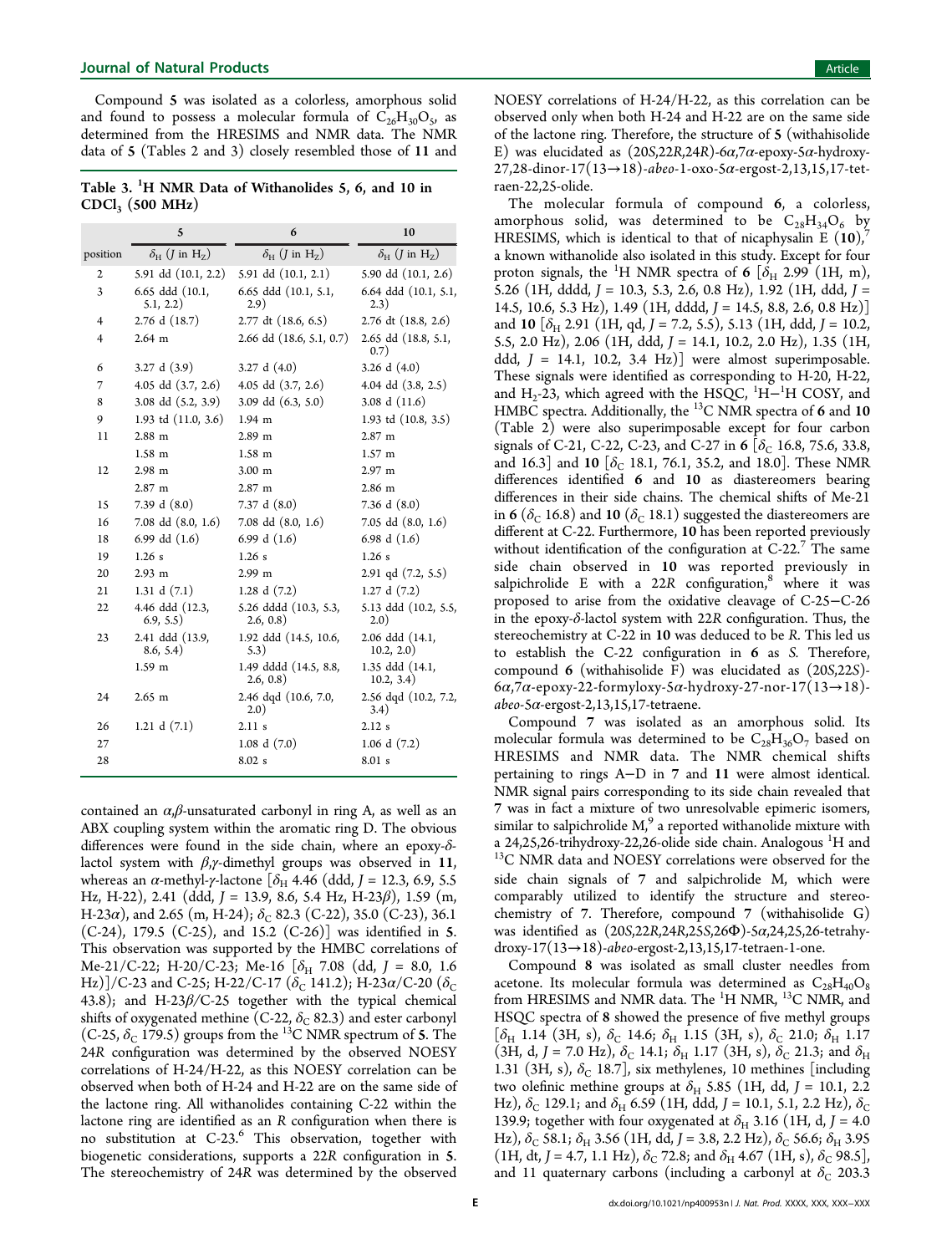Compound **5** was isolated as a colorless, amorphous solid and found to possess a molecular formula of $C_{26}H_{30}O_5$, as determined from the HRESIMS and NMR data. The NMR data of **5** (Tables 2 and 3) closely resembled those of **11** and contained an $\alpha,\beta$-unsaturated carbonyl in ring A, as well as an ABX coupling system within the aromatic ring D. The obvious differences were found in the side chain, where an epoxy-$\delta$-lactol system with $\beta,\gamma$-dimethyl groups was observed in **11**, whereas an $\alpha$-methyl-$\gamma$-lactone [$\delta_H$ 4.46 (ddd, $J$ = 12.3, 6.9, 5.5 Hz, H-22), 2.41 (ddd, $J$ = 13.9, 8.6, 5.4 Hz, H-23$\beta$), 1.59 (m, H-23$\alpha$), and 2.65 (m, H-24); $\delta_C$ 82.3 (C-22), 35.0 (C-23), 36.1 (C-24), 179.5 (C-25), and 15.2 (C-26)] was identified in **5**. This observation was supported by the HMBC correlations of Me-21/C-22; H-20/C-23; Me-16 [$\delta_H$ 7.08 (dd, $J$ = 8.0, 1.6 Hz)]/C-23 and C-25; H-22/C-17 ($\delta_C$ 141.2); H-23$\alpha$/C-20 ($\delta_C$ 43.8); and H-23$\beta$/C-25 together with the typical chemical shifts of oxygenated methine (C-22, $\delta_C$ 82.3) and ester carbonyl (C-25, $\delta_C$ 179.5) groups from the $^{13}$C NMR spectrum of **5**. The 24$R$ configuration was determined by the observed NOESY correlations of H-24/H-22, as this NOESY correlation can be observed when both of H-24 and H-22 are on the same side of the lactone ring. All withanolides containing C-22 within the lactone ring are identified as an $R$ configuration when there is no substitution at C-23.[6] This observation, together with biogenetic considerations, supports a 22$R$ configuration in **5**. The stereochemistry of 24$R$ was determined by the observed NOESY correlations of H-24/H-22, as this correlation can be observed only when both H-24 and H-22 are on the same side of the lactone ring. Therefore, the structure of **5** (withahisolide E) was elucidated as (20$S$,22$R$,24$R$)-6$\alpha$,7$\alpha$-epoxy-5$\alpha$-hydroxy-27,28-dinor-17(13→18)-*abeo*-1-oxo-5$\alpha$-ergost-2,13,15,17-tetraen-22,25-olide.

**Table 3. $^1$H NMR Data of Withanolides 5, 6, and 10 in $CDCl_3$ (500 MHz)**

| | 5 | 6 | 10 |
|---|---|---|---|
| position | $\delta_H$ ($J$ in Hz) | $\delta_H$ ($J$ in Hz) | $\delta_H$ ($J$ in Hz) |
| 2 | 5.91 dd (10.1, 2.2) | 5.91 dd (10.1, 2.1) | 5.90 dd (10.1, 2.6) |
| 3 | 6.65 ddd (10.1, 5.1, 2.2) | 6.65 ddd (10.1, 5.1, 2.9) | 6.64 ddd (10.1, 5.1, 2.3) |
| 4 | 2.76 d (18.7) | 2.77 dt (18.6, 6.5) | 2.76 dt (18.8, 2.6) |
| 4 | 2.64 m | 2.66 dd (18.6, 5.1, 0.7) | 2.65 dd (18.8, 5.1, 0.7) |
| 6 | 3.27 d (3.9) | 3.27 d (4.0) | 3.26 d (4.0) |
| 7 | 4.05 dd (3.7, 2.6) | 4.05 dd (3.7, 2.6) | 4.04 dd (3.8, 2.5) |
| 8 | 3.08 dd (5.2, 3.9) | 3.09 dd (6.3, 5.0) | 3.08 d (11.6) |
| 9 | 1.93 td (11.0, 3.6) | 1.94 m | 1.93 td (10.8, 3.5) |
| 11 | 2.88 m | 2.89 m | 2.87 m |
| | 1.58 m | 1.58 m | 1.57 m |
| 12 | 2.98 m | 3.00 m | 2.97 m |
| | 2.87 m | 2.87 m | 2.86 m |
| 15 | 7.39 d (8.0) | 7.37 d (8.0) | 7.36 d (8.0) |
| 16 | 7.08 dd (8.0, 1.6) | 7.08 dd (8.0, 1.6) | 7.05 dd (8.0, 1.6) |
| 18 | 6.99 dd (1.6) | 6.99 d (1.6) | 6.98 d (1.6) |
| 19 | 1.26 s | 1.26 s | 1.26 s |
| 20 | 2.93 m | 2.99 m | 2.91 qd (7.2, 5.5) |
| 21 | 1.31 d (7.1) | 1.28 d (7.2) | 1.27 d (7.2) |
| 22 | 4.46 ddd (12.3, 6.9, 5.5) | 5.26 dddd (10.3, 5.3, 2.6, 0.8) | 5.13 ddd (10.2, 5.5, 2.0) |
| 23 | 2.41 ddd (13.9, 8.6, 5.4) | 1.92 ddd (14.5, 10.6, 5.3) | 2.06 ddd (14.1, 10.2, 2.0) |
| | 1.59 m | 1.49 dddd (14.5, 8.8, 2.6, 0.8) | 1.35 ddd (14.1, 10.2, 3.4) |
| 24 | 2.65 m | 2.46 dqd (10.6, 7.0, 2.0) | 2.56 dqd (10.2, 7.2, 3.4) |
| 26 | 1.21 d (7.1) | 2.11 s | 2.12 s |
| 27 | | 1.08 d (7.0) | 1.06 d (7.2) |
| 28 | | 8.02 s | 8.01 s |

The molecular formula of compound **6**, a colorless, amorphous solid, was determined to be $C_{28}H_{34}O_6$ by HRESIMS, which is identical to that of nicaphysalin E (**10**),[7] a known withanolide also isolated in this study. Except for four proton signals, the $^1$H NMR spectra of **6** [$\delta_H$ 2.99 (1H, m), 5.26 (1H, dddd, $J$ = 10.3, 5.3, 2.6, 0.8 Hz), 1.92 (1H, ddd, $J$ = 14.5, 10.6, 5.3 Hz), 1.49 (1H, dddd, $J$ = 14.5, 8.8, 2.6, 0.8 Hz)] and **10** [$\delta_H$ 2.91 (1H, qd, $J$ = 7.2, 5.5), 5.13 (1H, ddd, $J$ = 10.2, 5.5, 2.0 Hz), 2.06 (1H, ddd, $J$ = 14.1, 10.2, 2.0 Hz), 1.35 (1H, ddd, $J$ = 14.1, 10.2, 3.4 Hz)] were almost superimposable. These signals were identified as corresponding to H-20, H-22, and $H_2$-23, which agreed with the HSQC, $^1$H–$^1$H COSY, and HMBC spectra. Additionally, the $^{13}$C NMR spectra of **6** and **10** (Table 2) were also superimposable except for four carbon signals of C-21, C-22, C-23, and C-27 in **6** [$\delta_C$ 16.8, 75.6, 33.8, and 16.3] and **10** [$\delta_C$ 18.1, 76.1, 35.2, and 18.0]. These NMR differences identified **6** and **10** as diastereomers bearing differences in their side chains. The chemical shifts of Me-21 in **6** ($\delta_C$ 16.8) and **10** ($\delta_C$ 18.1) suggested the diastereomers are different at C-22. Furthermore, **10** has been reported previously without identification of the configuration at C-22.[7] The same side chain observed in **10** was reported previously in salpichrolide E with a 22$R$ configuration,[8] where it was proposed to arise from the oxidative cleavage of C-25–C-26 in the epoxy-$\delta$-lactol system with 22$R$ configuration. Thus, the stereochemistry at C-22 in **10** was deduced to be $R$. This led us to establish the C-22 configuration in **6** as $S$. Therefore, compound **6** (withahisolide F) was elucidated as (20$S$,22$S$)-6$\alpha$,7$\alpha$-epoxy-22-formyloxy-5$\alpha$-hydroxy-27-nor-17(13→18)-*abeo*-5$\alpha$-ergost-2,13,15,17-tetraene.

Compound **7** was isolated as an amorphous solid. Its molecular formula was determined to be $C_{28}H_{36}O_7$ based on HRESIMS and NMR data. The NMR chemical shifts pertaining to rings A–D in **7** and **11** were almost identical. NMR signal pairs corresponding to its side chain revealed that **7** was in fact a mixture of two unresolvable epimeric isomers, similar to salpichrolide M,[9] a reported withanolide mixture with a 24,25,26-trihydroxy-22,26-olide side chain. Analogous $^1$H and $^{13}$C NMR data and NOESY correlations were observed for the side chain signals of **7** and salpichrolide M, which were comparably utilized to identify the structure and stereochemistry of **7**. Therefore, compound **7** (withahisolide G) was identified as (20$S$,22$R$,24$R$,25$S$,26Φ)-5$\alpha$,24,25,26-tetrahydroxy-17(13→18)-*abeo*-ergost-2,13,15,17-tetraen-1-one.

Compound **8** was isolated as small cluster needles from acetone. Its molecular formula was determined as $C_{28}H_{40}O_8$ from HRESIMS and NMR data. The $^1$H NMR, $^{13}$C NMR, and HSQC spectra of **8** showed the presence of five methyl groups [$\delta_H$ 1.14 (3H, s), $\delta_C$ 14.6; $\delta_H$ 1.15 (3H, s), $\delta_C$ 21.0; $\delta_H$ 1.17 (3H, d, $J$ = 7.0 Hz), $\delta_C$ 14.1; $\delta_H$ 1.17 (3H, s), $\delta_C$ 21.3; and $\delta_H$ 1.31 (3H, s), $\delta_C$ 18.7], six methylenes, 10 methines [including two olefinic methine groups at $\delta_H$ 5.85 (1H, dd, $J$ = 10.1, 2.2 Hz), $\delta_C$ 129.1; and $\delta_H$ 6.59 (1H, ddd, $J$ = 10.1, 5.1, 2.2 Hz), $\delta_C$ 139.9; together with four oxygenated at $\delta_H$ 3.16 (1H, d, $J$ = 4.0 Hz), $\delta_C$ 58.1; $\delta_H$ 3.56 (1H, dd, $J$ = 3.8, 2.2 Hz), $\delta_C$ 56.6; $\delta_H$ 3.95 (1H, dt, $J$ = 4.7, 1.1 Hz), $\delta_C$ 72.8; and $\delta_H$ 4.67 (1H, s), $\delta_C$ 98.5], and 11 quaternary carbons (including a carbonyl at $\delta_C$ 203.3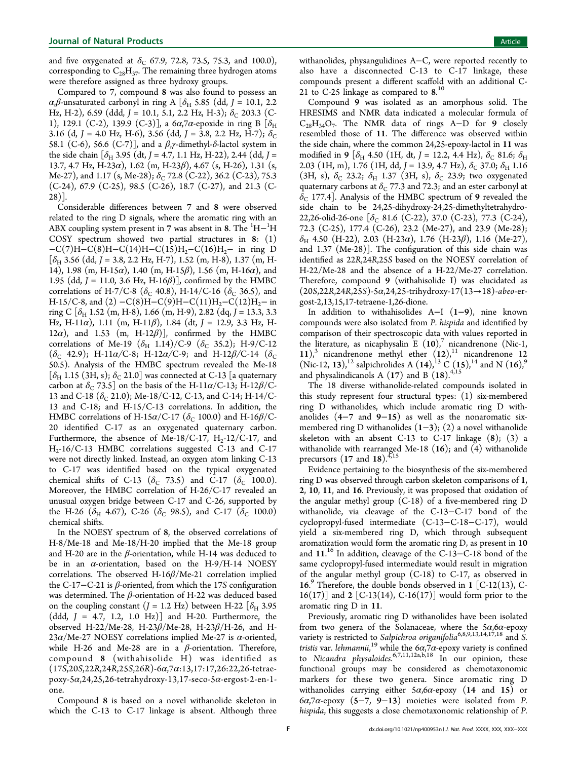and five oxygenated at $\delta_C$ 67.9, 72.8, 73.5, 75.3, and 100.0), corresponding to $C_{28}H_{37}$. The remaining three hydrogen atoms were therefore assigned as three hydroxy groups.

Compared to **7**, compound **8** was also found to possess an $\alpha,\beta$-unsaturated carbonyl in ring A [$\delta_H$ 5.85 (dd, $J$ = 10.1, 2.2 Hz, H-2), 6.59 (ddd, $J$ = 10.1, 5.1, 2.2 Hz, H-3); $\delta_C$ 203.3 (C-1), 129.1 (C-2), 139.9 (C-3)], a 6$\alpha$,7$\alpha$-epoxide in ring B [$\delta_H$ 3.16 (d, $J$ = 4.0 Hz, H-6), 3.56 (dd, $J$ = 3.8, 2.2 Hz, H-7); $\delta_C$ 58.1 (C-6), 56.6 (C-7)], and a $\beta,\gamma$-dimethyl-$\delta$-lactol system in the side chain [$\delta_H$ 3.95 (dt, $J$ = 4.7, 1.1 Hz, H-22), 2.44 (dd, $J$ = 13.7, 4.7 Hz, H-23$\alpha$), 1.62 (m, H-23$\beta$), 4.67 (s, H-26), 1.31 (s, Me-27), and 1.17 (s, Me-28); $\delta_C$ 72.8 (C-22), 36.2 (C-23), 75.3 (C-24), 67.9 (C-25), 98.5 (C-26), 18.7 (C-27), and 21.3 (C-28)].

Considerable differences between **7** and **8** were observed related to the ring D signals, where the aromatic ring with an ABX coupling system present in **7** was absent in **8**. The $^1$H−$^1$H COSY spectrum showed two partial structures in **8**: (1) −C(7)H−C(8)H−C(14)H−C(15)$H_2$−C(16)$H_2$− in ring D [$\delta_H$ 3.56 (dd, $J$ = 3.8, 2.2 Hz, H-7), 1.52 (m, H-8), 1.37 (m, H-14), 1.98 (m, H-15$\alpha$), 1.40 (m, H-15$\beta$), 1.56 (m, H-16$\alpha$), and 1.95 (dd, $J$ = 11.0, 3.6 Hz, H-16$\beta$)], confirmed by the HMBC correlations of H-7/C-8 ($\delta_C$ 40.8), H-14/C-16 ($\delta_C$ 36.5), and H-15/C-8, and (2) −C(8)H−C(9)H−C(11)$H_2$−C(12)$H_2$− in ring C [$\delta_H$ 1.52 (m, H-8), 1.66 (m, H-9), 2.82 (dq, $J$ = 13.3, 3.3 Hz, H-11$\alpha$), 1.11 (m, H-11$\beta$), 1.84 (dt, $J$ = 12.9, 3.3 Hz, H-12$\alpha$), and 1.53 (m, H-12$\beta$)], confirmed by the HMBC correlations of Me-19 ($\delta_H$ 1.14)/C-9 ($\delta_C$ 35.2); H-9/C-12 ($\delta_C$ 42.9); H-11$\alpha$/C-8; H-12$\alpha$/C-9; and H-12$\beta$/C-14 ($\delta_C$ 50.5). Analysis of the HMBC spectrum revealed the Me-18 [$\delta_H$ 1.15 (3H, s); $\delta_C$ 21.0] was connected at C-13 [a quaternary carbon at $\delta_C$ 73.5] on the basis of the H-11$\alpha$/C-13; H-12$\beta$/C-13 and C-18 ($\delta_C$ 21.0); Me-18/C-12, C-13, and C-14; H-14/C-13 and C-18; and H-15/C-13 correlations. In addition, the HMBC correlations of H-15$\alpha$/C-17 ($\delta_C$ 100.0) and H-16$\beta$/C-20 identified C-17 as an oxygenated quaternary carbon. Furthermore, the absence of Me-18/C-17, $H_2$-12/C-17, and $H_2$-16/C-13 HMBC correlations suggested C-13 and C-17 were not directly linked. Instead, an oxygen atom linking C-13 to C-17 was identified based on the typical oxygenated chemical shifts of C-13 ($\delta_C$ 73.5) and C-17 ($\delta_C$ 100.0). Moreover, the HMBC correlation of H-26/C-17 revealed an unusual oxygen bridge between C-17 and C-26, supported by the H-26 ($\delta_H$ 4.67), C-26 ($\delta_C$ 98.5), and C-17 ($\delta_C$ 100.0) chemical shifts.

In the NOESY spectrum of **8**, the observed correlations of H-8/Me-18 and Me-18/H-20 implied that the Me-18 group and H-20 are in the $\beta$-orientation, while H-14 was deduced to be in an $\alpha$-orientation, based on the H-9/H-14 NOESY correlations. The observed H-16$\beta$/Me-21 correlation implied the C-17−C-21 is $\beta$-oriented, from which the 17*S* configuration was determined. The $\beta$-orientation of H-22 was deduced based on the coupling constant ($J$ = 1.2 Hz) between H-22 [$\delta_H$ 3.95 (ddd, $J$ = 4.7, 1.2, 1.0 Hz)] and H-20. Furthermore, the observed H-22/Me-28, H-23$\beta$/Me-28, H-23$\beta$/H-26, and H-23$\alpha$/Me-27 NOESY correlations implied Me-27 is $\alpha$-oriented, while H-26 and Me-28 are in a $\beta$-orientation. Therefore, compound **8** (withahisolide H) was identified as (17*S*,20*S*,22*R*,24*R*,25*S*,26*R*)-6$\alpha$,7$\alpha$:13,17:17,26:22,26-tetraepoxy-5$\alpha$,24,25,26-tetrahydroxy-13,17-seco-5$\alpha$-ergost-2-en-1-one.

Compound **8** is based on a novel withanolide skeleton in which the C-13 to C-17 linkage is absent. Although three withanolides, physangulidines A−C, were reported recently to also have a disconnected C-13 to C-17 linkage, these compounds present a different scaffold with an additional C-21 to C-25 linkage as compared to **8**.[10]

Compound **9** was isolated as an amorphous solid. The HRESIMS and NMR data indicated a molecular formula of $C_{28}H_{34}O_7$. The NMR data of rings A−D for **9** closely resembled those of **11**. The difference was observed within the side chain, where the common 24,25-epoxy-lactol in **11** was modified in **9** [$\delta_H$ 4.50 (1H, dt, $J$ = 12.2, 4.4 Hz), $\delta_C$ 81.6; $\delta_H$ 2.03 (1H, m), 1.76 (1H, dd, $J$ = 13.9, 4.7 Hz), $\delta_C$ 37.0; $\delta_H$ 1.16 (3H, s), $\delta_C$ 23.2; $\delta_H$ 1.37 (3H, s), $\delta_C$ 23.9; two oxygenated quaternary carbons at $\delta_C$ 77.3 and 72.3; and an ester carbonyl at $\delta_C$ 177.4]. Analysis of the HMBC spectrum of **9** revealed the side chain to be 24,25-dihydroxy-24,25-dimethyltetrahydro-22,26-olid-26-one [$\delta_C$ 81.6 (C-22), 37.0 (C-23), 77.3 (C-24), 72.3 (C-25), 177.4 (C-26), 23.2 (Me-27), and 23.9 (Me-28); $\delta_H$ 4.50 (H-22), 2.03 (H-23$\alpha$), 1.76 (H-23$\beta$), 1.16 (Me-27), and 1.37 (Me-28)]. The configuration of this side chain was identified as 22*R*,24*R*,25*S* based on the NOESY correlation of H-22/Me-28 and the absence of a H-22/Me-27 correlation. Therefore, compound **9** (withahisolide I) was elucidated as (20*S*,22*R*,24*R*,25*S*)-5$\alpha$,24,25-trihydroxy-17(13→18)-*abeo*-ergost-2,13,15,17-tetraene-1,26-dione.

In addition to withahisolides A−I (**1**−**9**), nine known compounds were also isolated from *P. hispida* and identified by comparison of their spectroscopic data with values reported in the literature, as nicaphysalin E (**10**),[7] nicandrenone (Nic-1, **11**),[3] nicandrenone methyl ether (**12**),[11] nicandrenone 12 (Nic-12, **13**),[12] salpichrolides A (**14**),[13] C (**15**),[14] and N (**16**),[9] and physalindicanols A (**17**) and B (**18**).[4,15]

The 18 diverse withanolide-related compounds isolated in this study represent four structural types: (1) six-membered ring D withanolides, which include aromatic ring D withanolides (**4**−**7** and **9**−**15**) as well as the nonaromatic six-membered ring D withanolides (**1**−**3**); (2) a novel withanolide skeleton with an absent C-13 to C-17 linkage (**8**); (3) a withanolide with rearranged Me-18 (**16**); and (4) withanolide precursors (**17** and **18**).[4,15]

Evidence pertaining to the biosynthesis of the six-membered ring D was observed through carbon skeleton comparisons of **1**, **2**, **10**, **11**, and **16**. Previously, it was proposed that oxidation of the angular methyl group (C-18) of a five-membered ring D withanolide, via cleavage of the C-13−C-17 bond of the cyclopropyl-fused intermediate (C-13−C-18−C-17), would yield a six-membered ring D, which through subsequent aromatization would form the aromatic ring D, as present in **10** and **11**.[16] In addition, cleavage of the C-13−C-18 bond of the same cyclopropyl-fused intermediate would result in migration of the angular methyl group (C-18) to C-17, as observed in **16**.[9] Therefore, the double bonds observed in **1** [C-12(13), C-16(17)] and **2** [C-13(14), C-16(17)] would form prior to the aromatic ring D in **11**.

Previously, aromatic ring D withanolides have been isolated from two genera of the Solanaceae, where the 5$\alpha$,6$\alpha$-epoxy variety is restricted to *Salpichroa origanifolia*[6,8,9,13,14,17,18] and *S. tristis* var. *lehmannii*,[19] while the 6$\alpha$,7$\alpha$-epoxy variety is confined to *Nicandra physaloides*.[6,7,11,12a,b,18] In our opinion, these functional groups may be considered as chemotaxonomic markers for these two genera. Since aromatic ring D withanolides carrying either 5$\alpha$,6$\alpha$-epoxy (**14** and **15**) or 6$\alpha$,7$\alpha$-epoxy (**5**−**7**, **9**−**13**) moieties were isolated from *P. hispida*, this suggests a close chemotaxonomic relationship of *P.*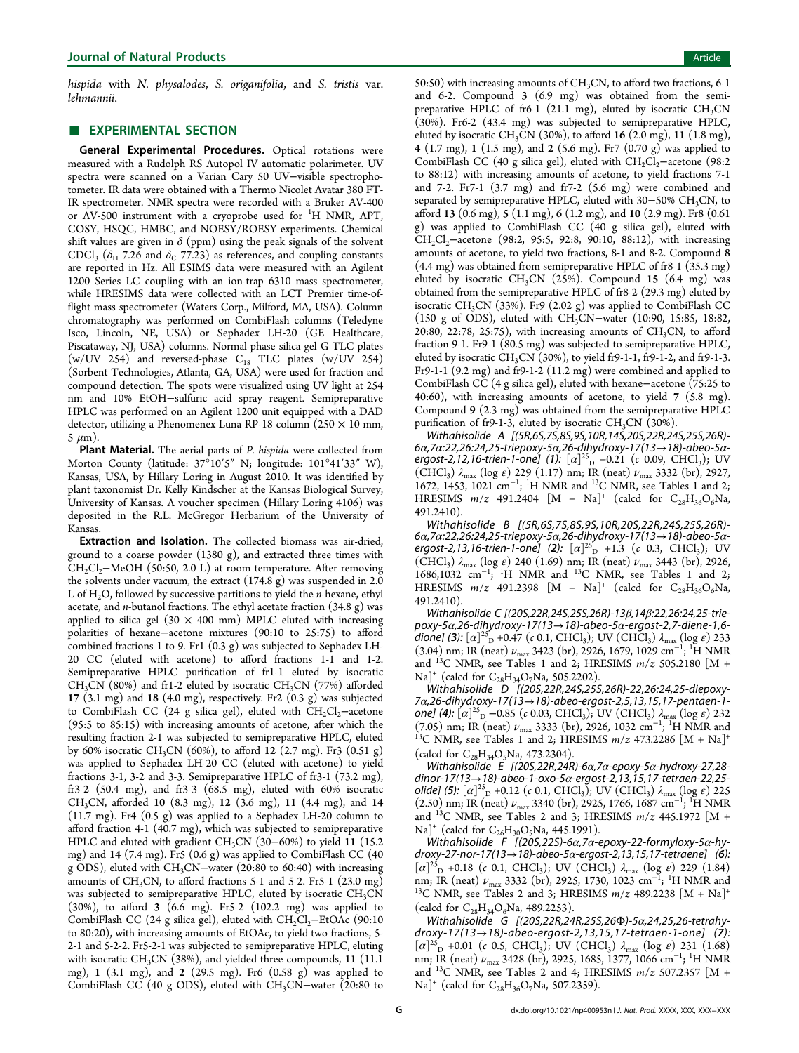*hispida* with *N. physalodes*, *S. origanifolia*, and *S. tristis* var. *lehmannii*.

## ■ EXPERIMENTAL SECTION

**General Experimental Procedures.** Optical rotations were measured with a Rudolph RS Autopol IV automatic polarimeter. UV spectra were scanned on a Varian Cary 50 UV−visible spectrophotometer. IR data were obtained with a Thermo Nicolet Avatar 380 FT-IR spectrometer. NMR spectra were recorded with a Bruker AV-400 or AV-500 instrument with a cryoprobe used for $^1$H NMR, APT, COSY, HSQC, HMBC, and NOESY/ROESY experiments. Chemical shift values are given in δ (ppm) using the peak signals of the solvent $CDCl_3$ ($\delta_H$ 7.26 and $\delta_C$ 77.23) as references, and coupling constants are reported in Hz. All ESIMS data were measured with an Agilent 1200 Series LC coupling with an ion-trap 6310 mass spectrometer, while HRESIMS data were collected with an LCT Premier time-of-flight mass spectrometer (Waters Corp., Milford, MA, USA). Column chromatography was performed on CombiFlash columns (Teledyne Isco, Lincoln, NE, USA) or Sephadex LH-20 (GE Healthcare, Piscataway, NJ, USA) columns. Normal-phase silica gel G TLC plates (w/UV 254) and reversed-phase $C_{18}$ TLC plates (w/UV 254) (Sorbent Technologies, Atlanta, GA, USA) were used for fraction and compound detection. The spots were visualized using UV light at 254 nm and 10% EtOH−sulfuric acid spray reagent. Semipreparative HPLC was performed on an Agilent 1200 unit equipped with a DAD detector, utilizing a Phenomenex Luna RP-18 column (250 × 10 mm, 5 μm).

**Plant Material.** The aerial parts of *P. hispida* were collected from Morton County (latitude: 37°10′5″ N; longitude: 101°41′33″ W), Kansas, USA, by Hillary Loring in August 2010. It was identified by plant taxonomist Dr. Kelly Kindscher at the Kansas Biological Survey, University of Kansas. A voucher specimen (Hillary Loring 4106) was deposited in the R.L. McGregor Herbarium of the University of Kansas.

**Extraction and Isolation.** The collected biomass was air-dried, ground to a coarse powder (1380 g), and extracted three times with $CH_2Cl_2$−MeOH (50:50, 2.0 L) at room temperature. After removing the solvents under vacuum, the extract (174.8 g) was suspended in 2.0 L of $H_2O$, followed by successive partitions to yield the *n*-hexane, ethyl acetate, and *n*-butanol fractions. The ethyl acetate fraction (34.8 g) was applied to silica gel (30 × 400 mm) MPLC eluted with increasing polarities of hexane−acetone mixtures (90:10 to 25:75) to afford combined fractions 1 to 9. Fr1 (0.3 g) was subjected to Sephadex LH-20 CC (eluted with acetone) to afford fractions 1-1 and 1-2. Semipreparative HPLC purification of fr1-1 eluted by isocratic $CH_3CN$ (80%) and fr1-2 eluted by isocratic $CH_3CN$ (77%) afforded **17** (3.1 mg) and **18** (4.0 mg), respectively. Fr2 (0.3 g) was subjected to CombiFlash CC (24 g silica gel), eluted with $CH_2Cl_2$−acetone (95:5 to 85:15) with increasing amounts of acetone, after which the resulting fraction 2-1 was subjected to semipreparative HPLC, eluted by 60% isocratic $CH_3CN$ (60%), to afford **12** (2.7 mg). Fr3 (0.51 g) was applied to Sephadex LH-20 CC (eluted with acetone) to yield fractions 3-1, 3-2 and 3-3. Semipreparative HPLC of fr3-1 (73.2 mg), fr3-2 (50.4 mg), and fr3-3 (68.5 mg), eluted with 60% isocratic $CH_3CN$, afforded **10** (8.3 mg), **12** (3.6 mg), **11** (4.4 mg), and **14** (11.7 mg). Fr4 (0.5 g) was applied to a Sephadex LH-20 column to afford fraction 4-1 (40.7 mg), which was subjected to semipreparative HPLC and eluted with gradient $CH_3CN$ (30−60%) to yield **11** (15.2 mg) and **14** (7.4 mg). Fr5 (0.6 g) was applied to CombiFlash CC (40 g ODS), eluted with $CH_3CN$−water (20:80 to 60:40) with increasing amounts of $CH_3CN$, to afford fractions 5-1 and 5-2. Fr5-1 (23.0 mg) was subjected to semipreparative HPLC, eluted by isocratic $CH_3CN$ (30%), to afford **3** (6.6 mg). Fr5-2 (102.2 mg) was applied to CombiFlash CC (24 g silica gel), eluted with $CH_2Cl_2$−EtOAc (90:10 to 80:20), with increasing amounts of EtOAc, to yield two fractions, 5-2-1 and 5-2-2. Fr5-2-1 was subjected to semipreparative HPLC, eluting with isocratic $CH_3CN$ (38%), and yielded three compounds, **11** (11.1 mg), **1** (3.1 mg), and **2** (29.5 mg). Fr6 (0.58 g) was applied to CombiFlash CC (40 g ODS), eluted with $CH_3CN$−water (20:80 to 50:50) with increasing amounts of $CH_3CN$, to afford two fractions, 6-1 and 6-2. Compound **3** (6.9 mg) was obtained from the semipreparative HPLC of fr6-1 (21.1 mg), eluted by isocratic $CH_3CN$ (30%). Fr6-2 (43.4 mg) was subjected to semipreparative HPLC, eluted by isocratic $CH_3CN$ (30%), to afford **16** (2.0 mg), **11** (1.8 mg), **4** (1.7 mg), **1** (1.5 mg), and **2** (5.6 mg). Fr7 (0.70 g) was applied to CombiFlash CC (40 g silica gel), eluted with $CH_2Cl_2$−acetone (98:2 to 88:12) with increasing amounts of acetone, to yield fractions 7-1 and 7-2. Fr7-1 (3.7 mg) and fr7-2 (5.6 mg) were combined and separated by semipreparative HPLC, eluted with 30−50% $CH_3CN$, to afford **13** (0.6 mg), **5** (1.1 mg), **6** (1.2 mg), and **10** (2.9 mg). Fr8 (0.61 g) was applied to CombiFlash CC (40 g silica gel), eluted with $CH_2Cl_2$−acetone (98:2, 95:5, 92:8, 90:10, 88:12), with increasing amounts of acetone, to yield two fractions, 8-1 and 8-2. Compound **8** (4.4 mg) was obtained from semipreparative HPLC of fr8-1 (35.3 mg) eluted by isocratic $CH_3CN$ (25%). Compound **15** (6.4 mg) was obtained from the semipreparative HPLC of fr8-2 (29.3 mg) eluted by isocratic $CH_3CN$ (33%). Fr9 (2.02 g) was applied to CombiFlash CC (150 g of ODS), eluted with $CH_3CN$−water (10:90, 15:85, 18:82, 20:80, 22:78, 25:75), with increasing amounts of $CH_3CN$, to afford fraction 9-1. Fr9-1 (80.5 mg) was subjected to semipreparative HPLC, eluted by isocratic $CH_3CN$ (30%), to yield fr9-1-1, fr9-1-2, and fr9-1-3. Fr9-1-1 (9.2 mg) and fr9-1-2 (11.2 mg) were combined and applied to CombiFlash CC (4 g silica gel), eluted with hexane−acetone (75:25 to 40:60), with increasing amounts of acetone, to yield **7** (5.8 mg). Compound **9** (2.3 mg) was obtained from the semipreparative HPLC purification of fr9-1-3, eluted by isocratic $CH_3CN$ (30%).

*Withahisolide A [(5R,6S,7S,8S,9S,10R,14S,20S,22R,24S,25S,26R)-6α,7α:22,26:24,25-triepoxy-5α,26-dihydroxy-17(13→18)-abeo-5α-ergost-2,12,16-trien-1-one] (**1**):* $[\alpha]^{25}_{D}$ +0.21 (*c* 0.09, $CHCl_3$); UV ($CHCl_3$) $\lambda_{max}$ (log ε) 229 (1.17) nm; IR (neat) $\nu_{max}$ 3332 (br), 2927, 1672, 1453, 1021 cm$^{-1}$; $^1$H NMR and $^{13}$C NMR, see Tables 1 and 2; HRESIMS *m/z* 491.2404 [M + Na]$^+$ (calcd for $C_{28}H_{36}O_6Na$, 491.2410).

*Withahisolide B [(5R,6S,7S,8S,9S,10R,20S,22R,24S,25S,26R)-6α,7α:22,26:24,25-triepoxy-5α,26-dihydroxy-17(13→18)-abeo-5α-ergost-2,13,16-trien-1-one] (**2**):* $[\alpha]^{25}_{D}$ +1.3 (*c* 0.3, $CHCl_3$); UV ($CHCl_3$) $\lambda_{max}$ (log ε) 240 (1.69) nm; IR (neat) $\nu_{max}$ 3443 (br), 2926, 1686, 1032 cm$^{-1}$; $^1$H NMR and $^{13}$C NMR, see Tables 1 and 2; HRESIMS *m/z* 491.2398 [M + Na]$^+$ (calcd for $C_{28}H_{36}O_6Na$, 491.2410).

*Withahisolide C [(20S,22R,24S,25S,26R)-13β,14β:22,26:24,25-triepoxy-5α,26-dihydroxy-17(13→18)-abeo-5α-ergost-2,7-diene-1,6-dione] (**3**):* $[\alpha]^{25}_{D}$ +0.47 (*c* 0.1, $CHCl_3$); UV ($CHCl_3$) $\lambda_{max}$ (log ε) 233 (3.04) nm; IR (neat) $\nu_{max}$ 3423 (br), 2926, 1679, 1029 cm$^{-1}$; $^1$H NMR and $^{13}$C NMR, see Tables 1 and 2; HRESIMS *m/z* 505.2180 [M + Na]$^+$ (calcd for $C_{28}H_{34}O_7Na$, 505.2202).

*Withahisolide D [(20S,22R,24S,25S,26R)-22,26:24,25-diepoxy-7α,26-dihydroxy-17(13→18)-abeo-ergost-2,5,13,15,17-pentaen-1-one] (**4**):* $[\alpha]^{25}_{D}$ −0.85 (*c* 0.03, $CHCl_3$); UV ($CHCl_3$) $\lambda_{max}$ (log ε) 232 (7.05) nm; IR (neat) $\nu_{max}$ 3333 (br), 2926, 1032 cm$^{-1}$; $^1$H NMR and $^{13}$C NMR, see Tables 1 and 2; HRESIMS *m/z* 473.2286 [M + Na]$^+$ (calcd for $C_{28}H_{34}O_5Na$, 473.2304).

*Withahisolide E [(20S,22R,24R)-6α,7α-epoxy-5α-hydroxy-27,28-dinor-17(13→18)-abeo-1-oxo-5α-ergost-2,13,15,17-tetraen-22,25-olide] (**5**):* $[\alpha]^{25}_{D}$ +0.12 (*c* 0.1, $CHCl_3$); UV ($CHCl_3$) $\lambda_{max}$ (log ε) 225 (2.50) nm; IR (neat) $\nu_{max}$ 3340 (br), 2925, 1766, 1687 cm$^{-1}$; $^1$H NMR and $^{13}$C NMR, see Tables 2 and 3; HRESIMS *m/z* 445.1972 [M + Na]$^+$ (calcd for $C_{26}H_{30}O_5Na$, 445.1991).

*Withahisolide F [(20S,22S)-6α,7α-epoxy-22-formyloxy-5α-hydroxy-27-nor-17(13→18)-abeo-5α-ergost-2,13,15,17-tetraene] (**6**):* $[\alpha]^{25}_{D}$ +0.18 (*c* 0.1, $CHCl_3$); UV ($CHCl_3$) $\lambda_{max}$ (log ε) 229 (1.84) nm; IR (neat) $\nu_{max}$ 3332 (br), 2925, 1730, 1023 cm$^{-1}$; $^1$H NMR and $^{13}$C NMR, see Tables 2 and 3; HRESIMS *m/z* 489.2238 [M + Na]$^+$ (calcd for $C_{28}H_{34}O_6Na$, 489.2253).

*Withahisolide G [(20S,22R,24R,25S,26Φ)-5α,24,25,26-tetrahydroxy-17(13→18)-abeo-ergost-2,13,15,17-tetraen-1-one] (**7**):* $[\alpha]^{25}_{D}$ +0.01 (*c* 0.5, $CHCl_3$); UV ($CHCl_3$) $\lambda_{max}$ (log ε) 231 (1.68) nm; IR (neat) $\nu_{max}$ 3428 (br), 2925, 1685, 1377, 1066 cm$^{-1}$; $^1$H NMR and $^{13}$C NMR, see Tables 2 and 4; HRESIMS *m/z* 507.2357 [M + Na]$^+$ (calcd for $C_{28}H_{36}O_7Na$, 507.2359).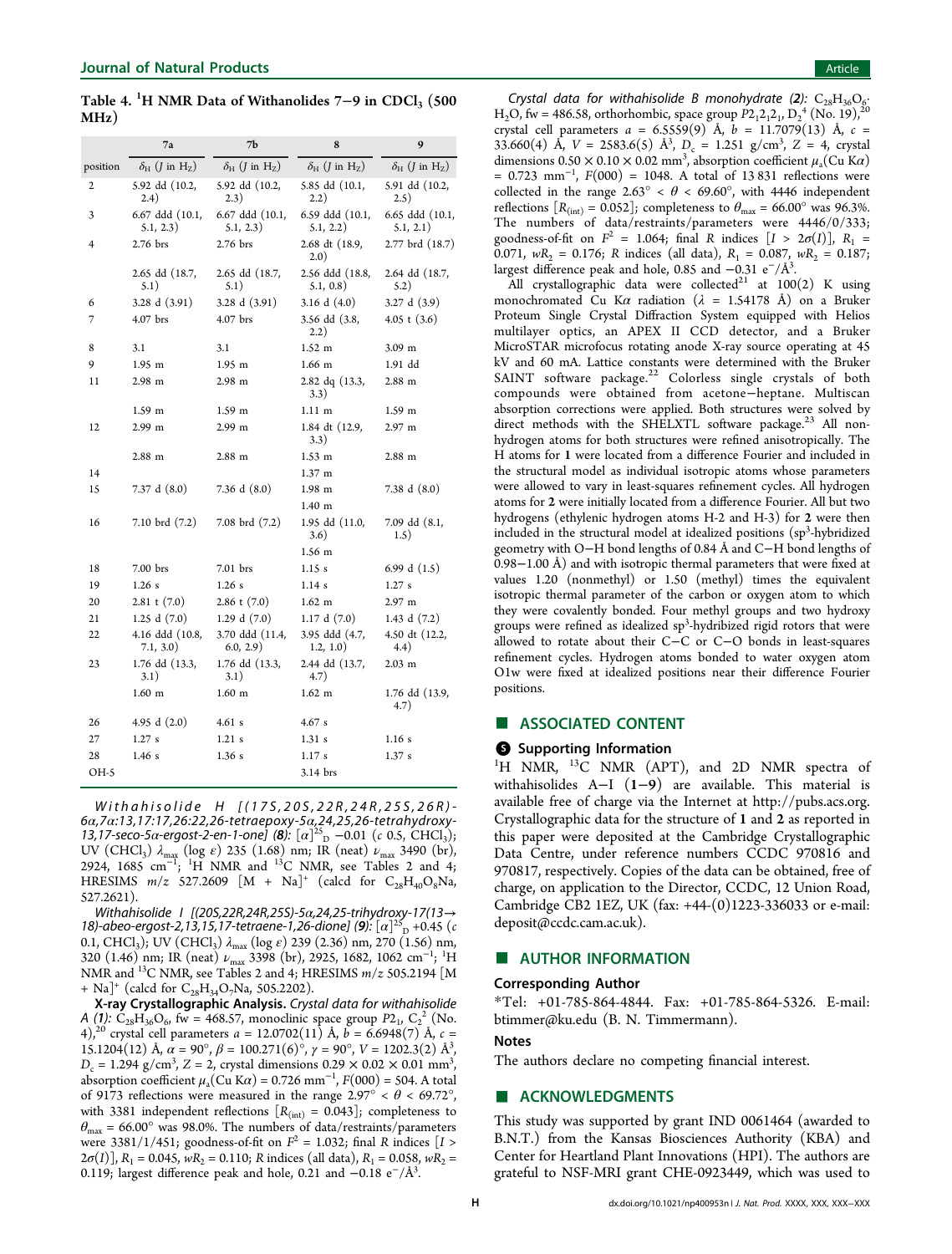**Table 4. $^1$H NMR Data of Withanolides 7−9 in $CDCl_3$ (500 MHz)**

| | 7a | 7b | 8 | 9 |
|---|---|---|---|---|
| position | $\delta_H$ ($J$ in $H_Z$) | $\delta_H$ ($J$ in $H_Z$) | $\delta_H$ ($J$ in $H_Z$) | $\delta_H$ ($J$ in $H_Z$) |
| 2 | 5.92 dd (10.2, 2.4) | 5.92 dd (10.2, 2.3) | 5.85 dd (10.1, 2.2) | 5.91 dd (10.2, 2.5) |
| 3 | 6.67 ddd (10.1, 5.1, 2.3) | 6.67 ddd (10.1, 5.1, 2.3) | 6.59 ddd (10.1, 5.1, 2.2) | 6.65 ddd (10.1, 5.1, 2.1) |
| 4 | 2.76 brs | 2.76 brs | 2.68 dt (18.9, 2.0) | 2.77 brd (18.7) |
| | 2.65 dd (18.7, 5.1) | 2.65 dd (18.7, 5.1) | 2.56 ddd (18.8, 5.1, 0.8) | 2.64 dd (18.7, 5.2) |
| 6 | 3.28 d (3.91) | 3.28 d (3.91) | 3.16 d (4.0) | 3.27 d (3.9) |
| 7 | 4.07 brs | 4.07 brs | 3.56 dd (3.8, 2.2) | 4.05 t (3.6) |
| 8 | 3.1 | 3.1 | 1.52 m | 3.09 m |
| 9 | 1.95 m | 1.95 m | 1.66 m | 1.91 dd |
| 11 | 2.98 m | 2.98 m | 2.82 dq (13.3, 3.3) | 2.88 m |
| | 1.59 m | 1.59 m | 1.11 m | 1.59 m |
| 12 | 2.99 m | 2.99 m | 1.84 dt (12.9, 3.3) | 2.97 m |
| | 2.88 m | 2.88 m | 1.53 m | 2.88 m |
| 14 | | | 1.37 m | |
| 15 | 7.37 d (8.0) | 7.36 d (8.0) | 1.98 m | 7.38 d (8.0) |
| | | | 1.40 m | |
| 16 | 7.10 brd (7.2) | 7.08 brd (7.2) | 1.95 dd (11.0, 3.6) | 7.09 dd (8.1, 1.5) |
| | | | 1.56 m | |
| 18 | 7.00 brs | 7.01 brs | 1.15 s | 6.99 d (1.5) |
| 19 | 1.26 s | 1.26 s | 1.14 s | 1.27 s |
| 20 | 2.81 t (7.0) | 2.86 t (7.0) | 1.62 m | 2.97 m |
| 21 | 1.25 d (7.0) | 1.29 d (7.0) | 1.17 d (7.0) | 1.43 d (7.2) |
| 22 | 4.16 ddd (10.8, 7.1, 3.0) | 3.70 ddd (11.4, 6.0, 2.9) | 3.95 ddd (4.7, 1.2, 1.0) | 4.50 dt (12.2, 4.4) |
| 23 | 1.76 dd (13.3, 3.1) | 1.76 dd (13.3, 3.1) | 2.44 dd (13.7, 4.7) | 2.03 m |
| | 1.60 m | 1.60 m | 1.62 m | 1.76 dd (13.9, 4.7) |
| 26 | 4.95 d (2.0) | 4.61 s | 4.67 s | |
| 27 | 1.27 s | 1.21 s | 1.31 s | 1.16 s |
| 28 | 1.46 s | 1.36 s | 1.17 s | 1.37 s |
| OH-5 | | | 3.14 brs | |

*Withahisolide H [(17S,20S,22R,24R,25S,26R)-6α,7α:13,17:17,26:22,26-tetraepoxy-5α,24,25,26-tetrahydroxy-13,17-seco-5α-ergost-2-en-1-one] (8):* $[\alpha]^{25}_D$ −0.01 (c 0.5, $CHCl_3$); UV ($CHCl_3$) $\lambda_{max}$ (log ε) 235 (1.68) nm; IR (neat) $\nu_{max}$ 3490 (br), 2924, 1685 $cm^{-1}$; $^1$H NMR and $^{13}$C NMR, see Tables 2 and 4; HRESIMS m/z 527.2609 [M + Na]$^+$ (calcd for $C_{28}H_{40}O_8Na$, 527.2621).

*Withahisolide I [(20S,22R,24R,25S)-5α,24,25-trihydroxy-17(13→18)-abeo-ergost-2,13,15,17-tetraene-1,26-dione] (9):* $[\alpha]^{25}_D$ +0.45 (c 0.1, $CHCl_3$); UV ($CHCl_3$) $\lambda_{max}$ (log ε) 239 (2.36) nm, 270 (1.56) nm, 320 (1.46) nm; IR (neat) $\nu_{max}$ 3398 (br), 2925, 1682, 1062 $cm^{-1}$; $^1$H NMR and $^{13}$C NMR, see Tables 2 and 4; HRESIMS m/z 505.2194 [M + Na]$^+$ (calcd for $C_{28}H_{34}O_7Na$, 505.2202).

**X-ray Crystallographic Analysis.** *Crystal data for withahisolide A (1):* $C_{28}H_{36}O_6$, fw = 468.57, monoclinic space group $P2_1$, $C_2^2$ (No. 4),[20] crystal cell parameters a = 12.0702(11) Å, b = 6.6948(7) Å, c = 15.1204(12) Å, α = 90°, β = 100.271(6)°, γ = 90°, V = 1202.3(2) Å$^3$, $D_c$ = 1.294 g/cm$^3$, Z = 2, crystal dimensions 0.29 × 0.02 × 0.01 mm$^3$, absorption coefficient $\mu_a$(Cu Kα) = 0.726 mm$^{-1}$, F(000) = 504. A total of 9173 reflections were measured in the range 2.97° < θ < 69.72°, with 3381 independent reflections [$R_{(int)}$ = 0.043]; completeness to $\theta_{max}$ = 66.00° was 98.0%. The numbers of data/restraints/parameters were 3381/1/451; goodness-of-fit on $F^2$ = 1.032; final R indices [I > 2σ(I)], $R_1$ = 0.045, $wR_2$ = 0.110; R indices (all data), $R_1$ = 0.058, $wR_2$ = 0.119; largest difference peak and hole, 0.21 and −0.18 e$^-$/Å$^3$.

*Crystal data for withahisolide B monohydrate (2):* $C_{28}H_{36}O_6 \cdot H_2O$, fw = 486.58, orthorhombic, space group $P2_12_12_1$, $D_2^4$ (No. 19),[20] crystal cell parameters a = 6.5559(9) Å, b = 11.7079(13) Å, c = 33.660(4) Å, V = 2583.6(5) Å$^3$, $D_c$ = 1.251 g/cm$^3$, Z = 4, crystal dimensions 0.50 × 0.10 × 0.02 mm$^3$, absorption coefficient $\mu_a$(Cu Kα) = 0.723 mm$^{-1}$, F(000) = 1048. A total of 13 831 reflections were collected in the range 2.63° < θ < 69.60°, with 4446 independent reflections [$R_{(int)}$ = 0.052]; completeness to $\theta_{max}$ = 66.00° was 96.3%. The numbers of data/restraints/parameters were 4446/0/333; goodness-of-fit on $F^2$ = 1.064; final R indices [I > 2σ(I)], $R_1$ = 0.071, $wR_2$ = 0.176; R indices (all data), $R_1$ = 0.087, $wR_2$ = 0.187; largest difference peak and hole, 0.85 and −0.31 e$^-$/Å$^3$.

All crystallographic data were collected[21] at 100(2) K using monochromated Cu Kα radiation (λ = 1.54178 Å) on a Bruker Proteum Single Crystal Diffraction System equipped with Helios multilayer optics, an APEX II CCD detector, and a Bruker MicroSTAR microfocus rotating anode X-ray source operating at 45 kV and 60 mA. Lattice constants were determined with the Bruker SAINT software package.[22] Colorless single crystals of both compounds were obtained from acetone−heptane. Multiscan absorption corrections were applied. Both structures were solved by direct methods with the SHELXTL software package.[23] All non-hydrogen atoms for both structures were refined anisotropically. The H atoms for **1** were located from a difference Fourier and included in the structural model as individual isotropic atoms whose parameters were allowed to vary in least-squares refinement cycles. All hydrogen atoms for **2** were initially located from a difference Fourier. All but two hydrogens (ethylenic hydrogen atoms H-2 and H-3) for **2** were then included in the structural model at idealized positions (sp$^3$-hybridized geometry with O−H bond lengths of 0.84 Å and C−H bond lengths of 0.98−1.00 Å) and with isotropic thermal parameters that were fixed at values 1.20 (nonmethyl) or 1.50 (methyl) times the equivalent isotropic thermal parameter of the carbon or oxygen atom to which they were covalently bonded. Four methyl groups and two hydroxy groups were refined as idealized sp$^3$-hybridized rigid rotors that were allowed to rotate about their C−C or C−O bonds in least-squares refinement cycles. Hydrogen atoms bonded to water oxygen atom O1w were fixed at idealized positions near their difference Fourier positions.

## ASSOCIATED CONTENT

### Supporting Information

$^1$H NMR, $^{13}$C NMR (APT), and 2D NMR spectra of withahisolides A−I (**1**−**9**) are available. This material is available free of charge via the Internet at http://pubs.acs.org. Crystallographic data for the structure of **1** and **2** as reported in this paper were deposited at the Cambridge Crystallographic Data Centre, under reference numbers CCDC 970816 and 970817, respectively. Copies of the data can be obtained, free of charge, on application to the Director, CCDC, 12 Union Road, Cambridge CB2 1EZ, UK (fax: +44-(0)1223-336033 or e-mail: deposit@ccdc.cam.ac.uk).

## AUTHOR INFORMATION

### Corresponding Author

*Tel: +01-785-864-4844. Fax: +01-785-864-5326. E-mail: btimmer@ku.edu (B. N. Timmermann).

### Notes

The authors declare no competing financial interest.

## ACKNOWLEDGMENTS

This study was supported by grant IND 0061464 (awarded to B.N.T.) from the Kansas Biosciences Authority (KBA) and Center for Heartland Plant Innovations (HPI). The authors are grateful to NSF-MRI grant CHE-0923449, which was used to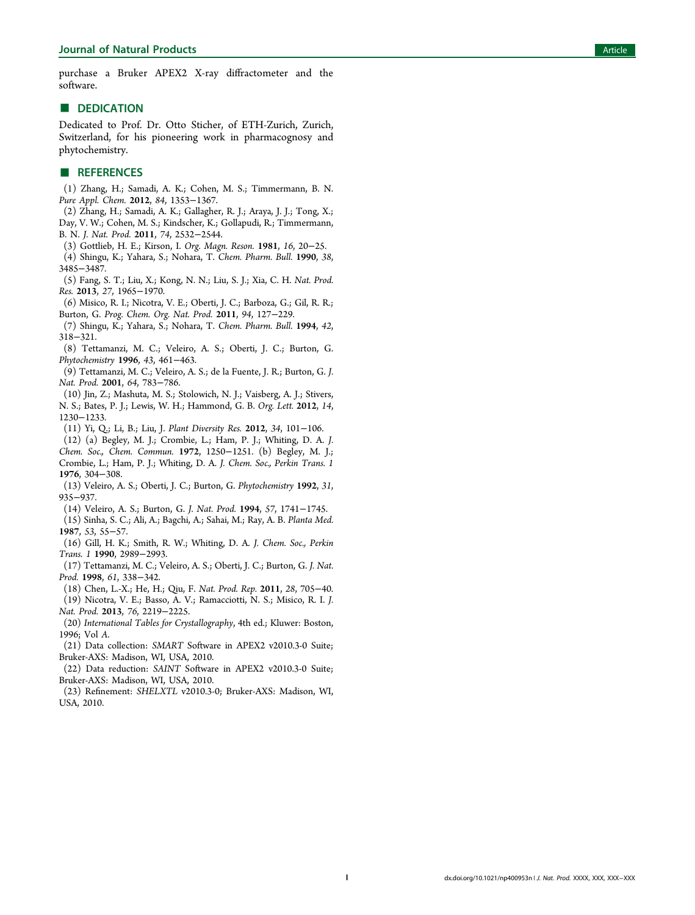purchase a Bruker APEX2 X-ray diffractometer and the software.

## ■ DEDICATION

Dedicated to Prof. Dr. Otto Sticher, of ETH-Zurich, Zurich, Switzerland, for his pioneering work in pharmacognosy and phytochemistry.

## ■ REFERENCES

(1) Zhang, H.; Samadi, A. K.; Cohen, M. S.; Timmermann, B. N. *Pure Appl. Chem.* **2012**, *84*, 1353−1367.

(2) Zhang, H.; Samadi, A. K.; Gallagher, R. J.; Araya, J. J.; Tong, X.; Day, V. W.; Cohen, M. S.; Kindscher, K.; Gollapudi, R.; Timmermann, B. N. *J. Nat. Prod.* **2011**, *74*, 2532−2544.

(3) Gottlieb, H. E.; Kirson, I. *Org. Magn. Reson.* **1981**, *16*, 20−25.

(4) Shingu, K.; Yahara, S.; Nohara, T. *Chem. Pharm. Bull.* **1990**, *38*, 3485−3487.

(5) Fang, S. T.; Liu, X.; Kong, N. N.; Liu, S. J.; Xia, C. H. *Nat. Prod. Res.* **2013**, *27*, 1965−1970.

(6) Misico, R. I.; Nicotra, V. E.; Oberti, J. C.; Barboza, G.; Gil, R. R.; Burton, G. *Prog. Chem. Org. Nat. Prod.* **2011**, *94*, 127−229.

(7) Shingu, K.; Yahara, S.; Nohara, T. *Chem. Pharm. Bull.* **1994**, *42*, 318−321.

(8) Tettamanzi, M. C.; Veleiro, A. S.; Oberti, J. C.; Burton, G. *Phytochemistry* **1996**, *43*, 461−463.

(9) Tettamanzi, M. C.; Veleiro, A. S.; de la Fuente, J. R.; Burton, G. *J. Nat. Prod.* **2001**, *64*, 783−786.

(10) Jin, Z.; Mashuta, M. S.; Stolowich, N. J.; Vaisberg, A. J.; Stivers, N. S.; Bates, P. J.; Lewis, W. H.; Hammond, G. B. *Org. Lett.* **2012**, *14*, 1230−1233.

(11) Yi, Q.; Li, B.; Liu, J. *Plant Diversity Res.* **2012**, *34*, 101−106.

(12) (a) Begley, M. J.; Crombie, L.; Ham, P. J.; Whiting, D. A. *J. Chem. Soc., Chem. Commun.* **1972**, 1250−1251. (b) Begley, M. J.; Crombie, L.; Ham, P. J.; Whiting, D. A. *J. Chem. Soc., Perkin Trans. 1* **1976**, 304−308.

(13) Veleiro, A. S.; Oberti, J. C.; Burton, G. *Phytochemistry* **1992**, *31*, 935−937.

(14) Veleiro, A. S.; Burton, G. *J. Nat. Prod.* **1994**, *57*, 1741−1745.

(15) Sinha, S. C.; Ali, A.; Bagchi, A.; Sahai, M.; Ray, A. B. *Planta Med.* **1987**, *53*, 55−57.

(16) Gill, H. K.; Smith, R. W.; Whiting, D. A. *J. Chem. Soc., Perkin Trans. 1* **1990**, 2989−2993.

(17) Tettamanzi, M. C.; Veleiro, A. S.; Oberti, J. C.; Burton, G. *J. Nat. Prod.* **1998**, *61*, 338−342.

(18) Chen, L.-X.; He, H.; Qiu, F. *Nat. Prod. Rep.* **2011**, *28*, 705−40.

(19) Nicotra, V. E.; Basso, A. V.; Ramacciotti, N. S.; Misico, R. I. *J. Nat. Prod.* **2013**, *76*, 2219−2225.

(20) *International Tables for Crystallography*, 4th ed.; Kluwer: Boston, 1996; Vol *A*.

(21) Data collection: *SMART* Software in APEX2 v2010.3-0 Suite; Bruker-AXS: Madison, WI, USA, 2010.

(22) Data reduction: *SAINT* Software in APEX2 v2010.3-0 Suite; Bruker-AXS: Madison, WI, USA, 2010.

(23) Refinement: *SHELXTL* v2010.3-0; Bruker-AXS: Madison, WI, USA, 2010.